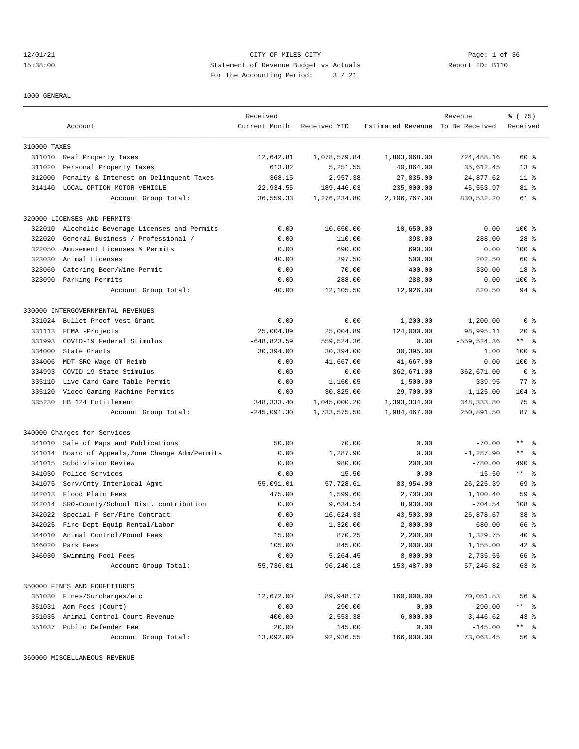12/01/21 CITY OF MILES CITY
15:38:00 Statement of Revenue Budget vs Actuals Report ID: B110
For the Accounting Period: 3 / 21

1000 GENERAL

| | Account | Received Current Month | Received YTD | Estimated Revenue | Revenue To Be Received | % ( 75) Received |
|---|---|---|---|---|---|---|
| 310000 TAXES | | | | | | |
| 311010 | Real Property Taxes | 12,642.81 | 1,078,579.84 | 1,803,068.00 | 724,488.16 | 60 % |
| 311020 | Personal Property Taxes | 613.82 | 5,251.55 | 40,864.00 | 35,612.45 | 13 % |
| 312000 | Penalty & Interest on Delinquent Taxes | 368.15 | 2,957.38 | 27,835.00 | 24,877.62 | 11 % |
| 314140 | LOCAL OPTION-MOTOR VEHICLE | 22,934.55 | 189,446.03 | 235,000.00 | 45,553.97 | 81 % |
| | Account Group Total: | 36,559.33 | 1,276,234.80 | 2,106,767.00 | 830,532.20 | 61 % |
| 320000 LICENSES AND PERMITS | | | | | | |
| 322010 | Alcoholic Beverage Licenses and Permits | 0.00 | 10,650.00 | 10,650.00 | 0.00 | 100 % |
| 322020 | General Business / Professional / | 0.00 | 110.00 | 398.00 | 288.00 | 28 % |
| 322050 | Amusement Licenses & Permits | 0.00 | 690.00 | 690.00 | 0.00 | 100 % |
| 323030 | Animal Licenses | 40.00 | 297.50 | 500.00 | 202.50 | 60 % |
| 323060 | Catering Beer/Wine Permit | 0.00 | 70.00 | 400.00 | 330.00 | 18 % |
| 323090 | Parking Permits | 0.00 | 288.00 | 288.00 | 0.00 | 100 % |
| | Account Group Total: | 40.00 | 12,105.50 | 12,926.00 | 820.50 | 94 % |
| 330000 INTERGOVERNMENTAL REVENUES | | | | | | |
| 331024 | Bullet Proof Vest Grant | 0.00 | 0.00 | 1,200.00 | 1,200.00 | 0 % |
| 331113 | FEMA -Projects | 25,004.89 | 25,004.89 | 124,000.00 | 98,995.11 | 20 % |
| 331993 | COVID-19 Federal Stimulus | -648,823.59 | 559,524.36 | 0.00 | -559,524.36 | ** % |
| 334000 | State Grants | 30,394.00 | 30,394.00 | 30,395.00 | 1.00 | 100 % |
| 334006 | MDT-SRO-Wage OT Reimb | 0.00 | 41,667.00 | 41,667.00 | 0.00 | 100 % |
| 334993 | COVID-19 State Stimulus | 0.00 | 0.00 | 362,671.00 | 362,671.00 | 0 % |
| 335110 | Live Card Game Table Permit | 0.00 | 1,160.05 | 1,500.00 | 339.95 | 77 % |
| 335120 | Video Gaming Machine Permits | 0.00 | 30,825.00 | 29,700.00 | -1,125.00 | 104 % |
| 335230 | HB 124 Entitlement | 348,333.40 | 1,045,000.20 | 1,393,334.00 | 348,333.80 | 75 % |
| | Account Group Total: | -245,091.30 | 1,733,575.50 | 1,984,467.00 | 250,891.50 | 87 % |
| 340000 Charges for Services | | | | | | |
| 341010 | Sale of Maps and Publications | 50.00 | 70.00 | 0.00 | -70.00 | ** % |
| 341014 | Board of Appeals,Zone Change Adm/Permits | 0.00 | 1,287.90 | 0.00 | -1,287.90 | ** % |
| 341015 | Subdivision Review | 0.00 | 980.00 | 200.00 | -780.00 | 490 % |
| 341030 | Police Services | 0.00 | 15.50 | 0.00 | -15.50 | ** % |
| 341075 | Serv/Cnty-Interlocal Agmt | 55,091.01 | 57,728.61 | 83,954.00 | 26,225.39 | 69 % |
| 342013 | Flood Plain Fees | 475.00 | 1,599.60 | 2,700.00 | 1,100.40 | 59 % |
| 342014 | SRO-County/School Dist. contribution | 0.00 | 9,634.54 | 8,930.00 | -704.54 | 108 % |
| 342022 | Special F Ser/Fire Contract | 0.00 | 16,624.33 | 43,503.00 | 26,878.67 | 38 % |
| 342025 | Fire Dept Equip Rental/Labor | 0.00 | 1,320.00 | 2,000.00 | 680.00 | 66 % |
| 344010 | Animal Control/Pound Fees | 15.00 | 870.25 | 2,200.00 | 1,329.75 | 40 % |
| 346020 | Park Fees | 105.00 | 845.00 | 2,000.00 | 1,155.00 | 42 % |
| 346030 | Swimming Pool Fees | 0.00 | 5,264.45 | 8,000.00 | 2,735.55 | 66 % |
| | Account Group Total: | 55,736.01 | 96,240.18 | 153,487.00 | 57,246.82 | 63 % |
| 350000 FINES AND FORFEITURES | | | | | | |
| 351030 | Fines/Surcharges/etc | 12,672.00 | 89,948.17 | 160,000.00 | 70,051.83 | 56 % |
| 351031 | Adm Fees (Court) | 0.00 | 290.00 | 0.00 | -290.00 | ** % |
| 351035 | Animal Control Court Revenue | 400.00 | 2,553.38 | 6,000.00 | 3,446.62 | 43 % |
| 351037 | Public Defender Fee | 20.00 | 145.00 | 0.00 | -145.00 | ** % |
| | Account Group Total: | 13,092.00 | 92,936.55 | 166,000.00 | 73,063.45 | 56 % |

360000 MISCELLANEOUS REVENUE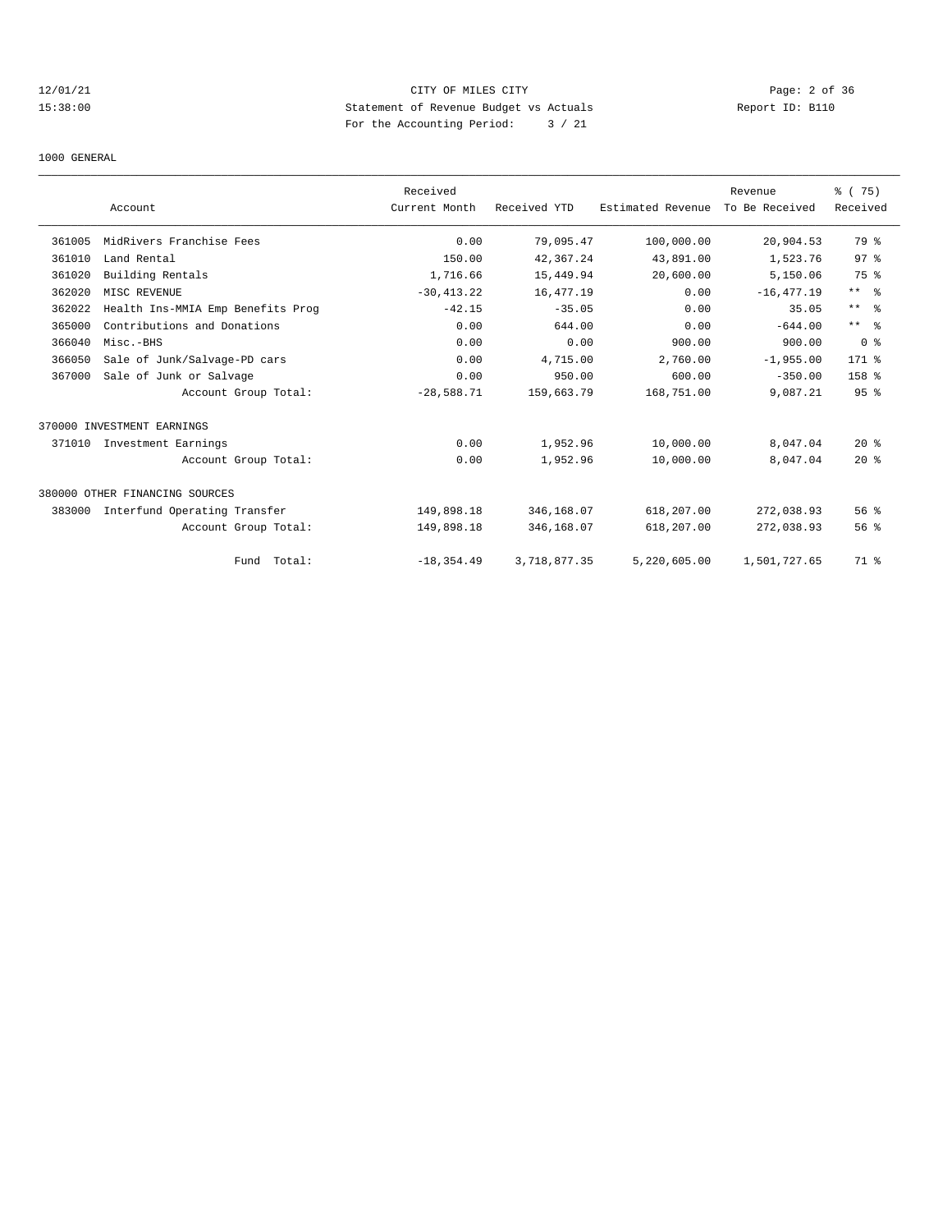CITY OF MILES CITY
Statement of Revenue Budget vs Actuals
For the Accounting Period: 3 / 21

12/01/21
15:38:00

Report ID: B110

1000 GENERAL

| | Account | Received Current Month | Received YTD | Estimated Revenue | Revenue To Be Received | % ( 75) Received |
|---|---|---|---|---|---|---|
| 361005 | MidRivers Franchise Fees | 0.00 | 79,095.47 | 100,000.00 | 20,904.53 | 79 % |
| 361010 | Land Rental | 150.00 | 42,367.24 | 43,891.00 | 1,523.76 | 97 % |
| 361020 | Building Rentals | 1,716.66 | 15,449.94 | 20,600.00 | 5,150.06 | 75 % |
| 362020 | MISC REVENUE | -30,413.22 | 16,477.19 | 0.00 | -16,477.19 | ** % |
| 362022 | Health Ins-MMIA Emp Benefits Prog | -42.15 | -35.05 | 0.00 | 35.05 | ** % |
| 365000 | Contributions and Donations | 0.00 | 644.00 | 0.00 | -644.00 | ** % |
| 366040 | Misc.-BHS | 0.00 | 0.00 | 900.00 | 900.00 | 0 % |
| 366050 | Sale of Junk/Salvage-PD cars | 0.00 | 4,715.00 | 2,760.00 | -1,955.00 | 171 % |
| 367000 | Sale of Junk or Salvage | 0.00 | 950.00 | 600.00 | -350.00 | 158 % |
| | Account Group Total: | -28,588.71 | 159,663.79 | 168,751.00 | 9,087.21 | 95 % |
| 370000 INVESTMENT EARNINGS | | | | | | |
| 371010 | Investment Earnings | 0.00 | 1,952.96 | 10,000.00 | 8,047.04 | 20 % |
| | Account Group Total: | 0.00 | 1,952.96 | 10,000.00 | 8,047.04 | 20 % |
| 380000 OTHER FINANCING SOURCES | | | | | | |
| 383000 | Interfund Operating Transfer | 149,898.18 | 346,168.07 | 618,207.00 | 272,038.93 | 56 % |
| | Account Group Total: | 149,898.18 | 346,168.07 | 618,207.00 | 272,038.93 | 56 % |
| | Fund Total: | -18,354.49 | 3,718,877.35 | 5,220,605.00 | 1,501,727.65 | 71 % |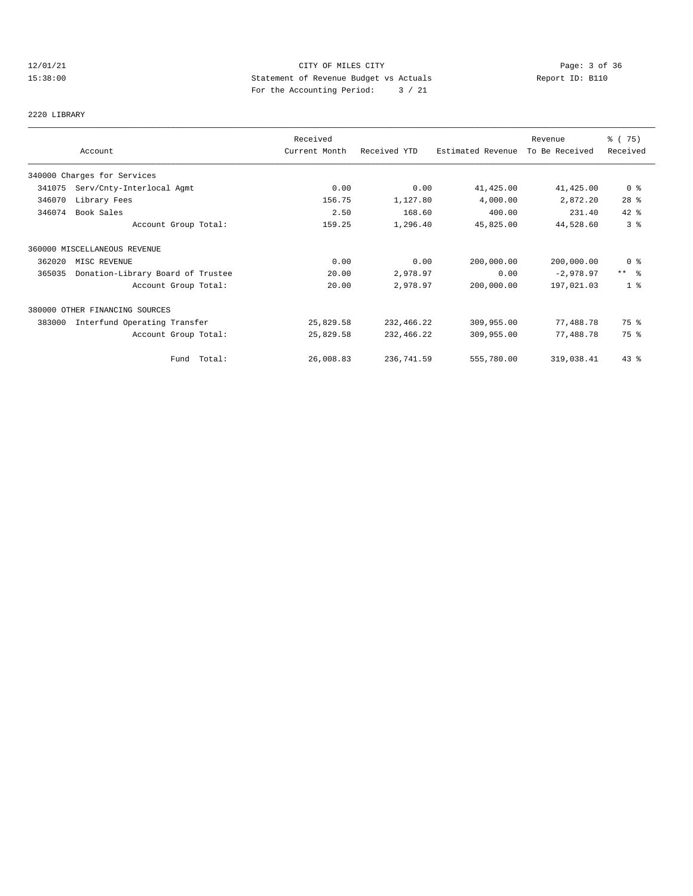CITY OF MILES CITY
Statement of Revenue Budget vs Actuals
For the Accounting Period: 3 / 21

12/01/21
15:38:00

Report ID: B110

2220 LIBRARY

| Account | | Received Current Month | Received YTD | Estimated Revenue | Revenue To Be Received | % ( 75) Received |
|---|---|---|---|---|---|---|
| 340000 Charges for Services | | | | | | |
| 341075 | Serv/Cnty-Interlocal Agmt | 0.00 | 0.00 | 41,425.00 | 41,425.00 | 0 % |
| 346070 | Library Fees | 156.75 | 1,127.80 | 4,000.00 | 2,872.20 | 28 % |
| 346074 | Book Sales | 2.50 | 168.60 | 400.00 | 231.40 | 42 % |
| | Account Group Total: | 159.25 | 1,296.40 | 45,825.00 | 44,528.60 | 3 % |
| 360000 MISCELLANEOUS REVENUE | | | | | | |
| 362020 | MISC REVENUE | 0.00 | 0.00 | 200,000.00 | 200,000.00 | 0 % |
| 365035 | Donation-Library Board of Trustee | 20.00 | 2,978.97 | 0.00 | -2,978.97 | ** % |
| | Account Group Total: | 20.00 | 2,978.97 | 200,000.00 | 197,021.03 | 1 % |
| 380000 OTHER FINANCING SOURCES | | | | | | |
| 383000 | Interfund Operating Transfer | 25,829.58 | 232,466.22 | 309,955.00 | 77,488.78 | 75 % |
| | Account Group Total: | 25,829.58 | 232,466.22 | 309,955.00 | 77,488.78 | 75 % |
| | Fund Total: | 26,008.83 | 236,741.59 | 555,780.00 | 319,038.41 | 43 % |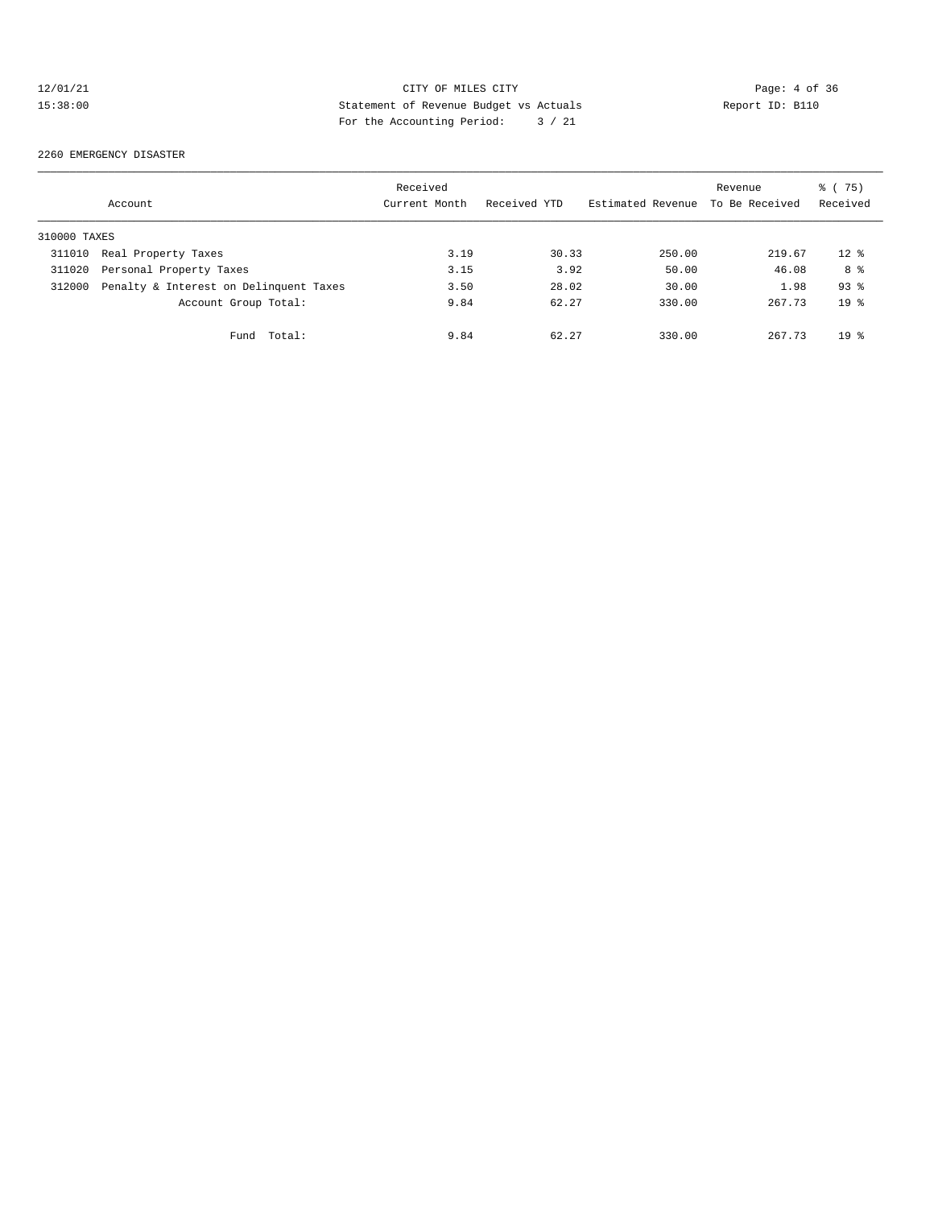CITY OF MILES CITY
Statement of Revenue Budget vs Actuals
For the Accounting Period: 3 / 21

12/01/21
15:38:00

Report ID: B110

2260 EMERGENCY DISASTER

| Account | | Received Current Month | Received YTD | Estimated Revenue | Revenue To Be Received | % ( 75) Received |
|---|---|---|---|---|---|---|
| 310000 TAXES | | | | | | |
| 311010 | Real Property Taxes | 3.19 | 30.33 | 250.00 | 219.67 | 12 % |
| 311020 | Personal Property Taxes | 3.15 | 3.92 | 50.00 | 46.08 | 8 % |
| 312000 | Penalty & Interest on Delinquent Taxes | 3.50 | 28.02 | 30.00 | 1.98 | 93 % |
| | Account Group Total: | 9.84 | 62.27 | 330.00 | 267.73 | 19 % |
| | Fund Total: | 9.84 | 62.27 | 330.00 | 267.73 | 19 % |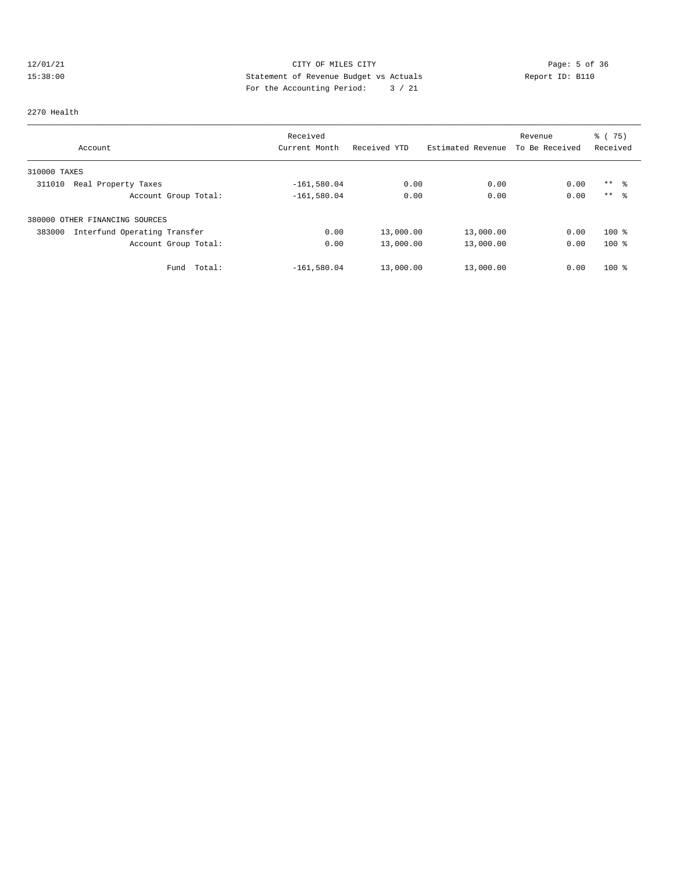12/01/21 CITY OF MILES CITY
15:38:00 Statement of Revenue Budget vs Actuals Report ID: B110
For the Accounting Period: 3 / 21

2270 Health

| Account | Received Current Month | Received YTD | Estimated Revenue | Revenue To Be Received | % ( 75) Received |
|---|---|---|---|---|---|
| 310000 TAXES | | | | | |
| 311010 Real Property Taxes | -161,580.04 | 0.00 | 0.00 | 0.00 | ** % |
| Account Group Total: | -161,580.04 | 0.00 | 0.00 | 0.00 | ** % |
| 380000 OTHER FINANCING SOURCES | | | | | |
| 383000 Interfund Operating Transfer | 0.00 | 13,000.00 | 13,000.00 | 0.00 | 100 % |
| Account Group Total: | 0.00 | 13,000.00 | 13,000.00 | 0.00 | 100 % |
| Fund Total: | -161,580.04 | 13,000.00 | 13,000.00 | 0.00 | 100 % |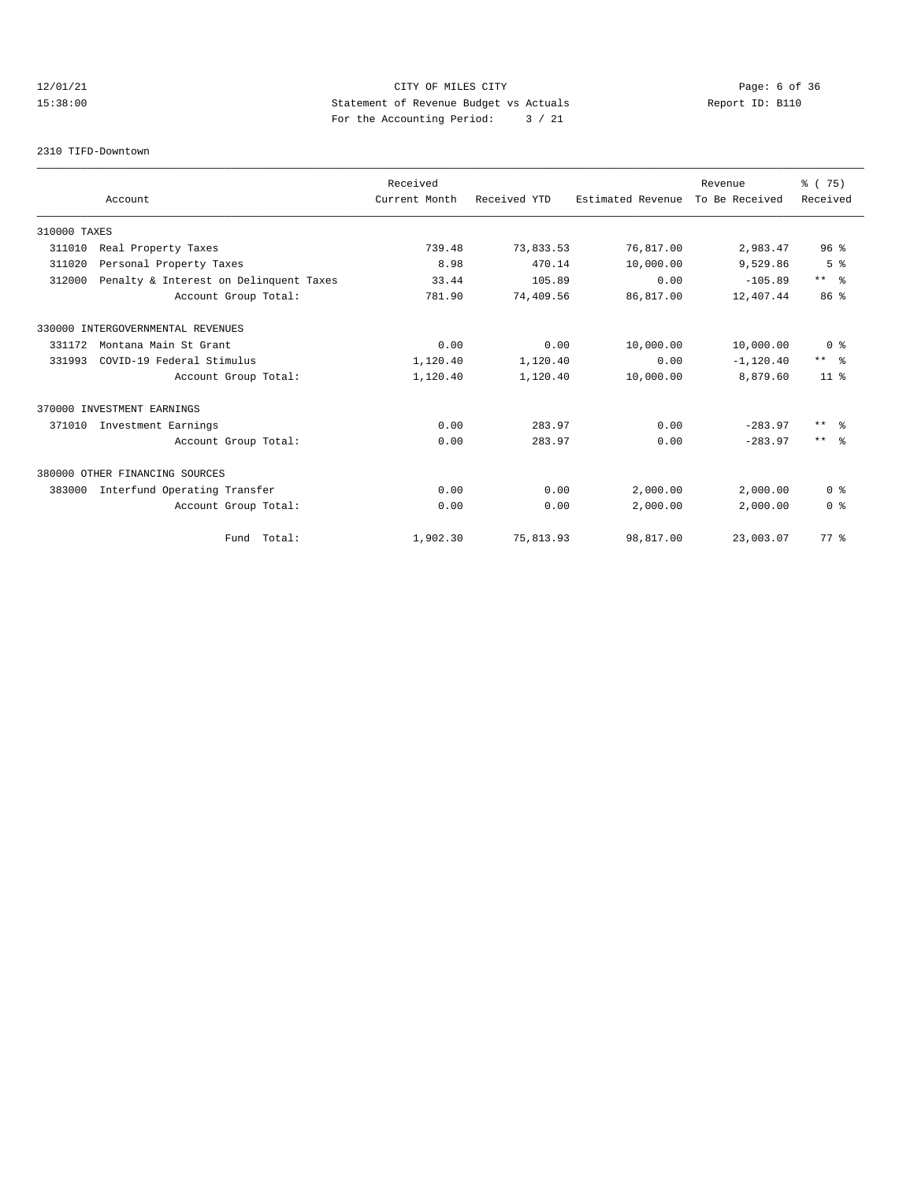CITY OF MILES CITY
Statement of Revenue Budget vs Actuals
For the Accounting Period: 3 / 21

12/01/21
15:38:00

Report ID: B110

2310 TIFD-Downtown

| Account | Received Current Month | Received YTD | Estimated Revenue | Revenue To Be Received | % ( 75) Received |
|---|---|---|---|---|---|
| 310000 TAXES | | | | | |
| 311010 Real Property Taxes | 739.48 | 73,833.53 | 76,817.00 | 2,983.47 | 96 % |
| 311020 Personal Property Taxes | 8.98 | 470.14 | 10,000.00 | 9,529.86 | 5 % |
| 312000 Penalty & Interest on Delinquent Taxes | 33.44 | 105.89 | 0.00 | -105.89 | ** % |
| Account Group Total: | 781.90 | 74,409.56 | 86,817.00 | 12,407.44 | 86 % |
| 330000 INTERGOVERNMENTAL REVENUES | | | | | |
| 331172 Montana Main St Grant | 0.00 | 0.00 | 10,000.00 | 10,000.00 | 0 % |
| 331993 COVID-19 Federal Stimulus | 1,120.40 | 1,120.40 | 0.00 | -1,120.40 | ** % |
| Account Group Total: | 1,120.40 | 1,120.40 | 10,000.00 | 8,879.60 | 11 % |
| 370000 INVESTMENT EARNINGS | | | | | |
| 371010 Investment Earnings | 0.00 | 283.97 | 0.00 | -283.97 | ** % |
| Account Group Total: | 0.00 | 283.97 | 0.00 | -283.97 | ** % |
| 380000 OTHER FINANCING SOURCES | | | | | |
| 383000 Interfund Operating Transfer | 0.00 | 0.00 | 2,000.00 | 2,000.00 | 0 % |
| Account Group Total: | 0.00 | 0.00 | 2,000.00 | 2,000.00 | 0 % |
| Fund Total: | 1,902.30 | 75,813.93 | 98,817.00 | 23,003.07 | 77 % |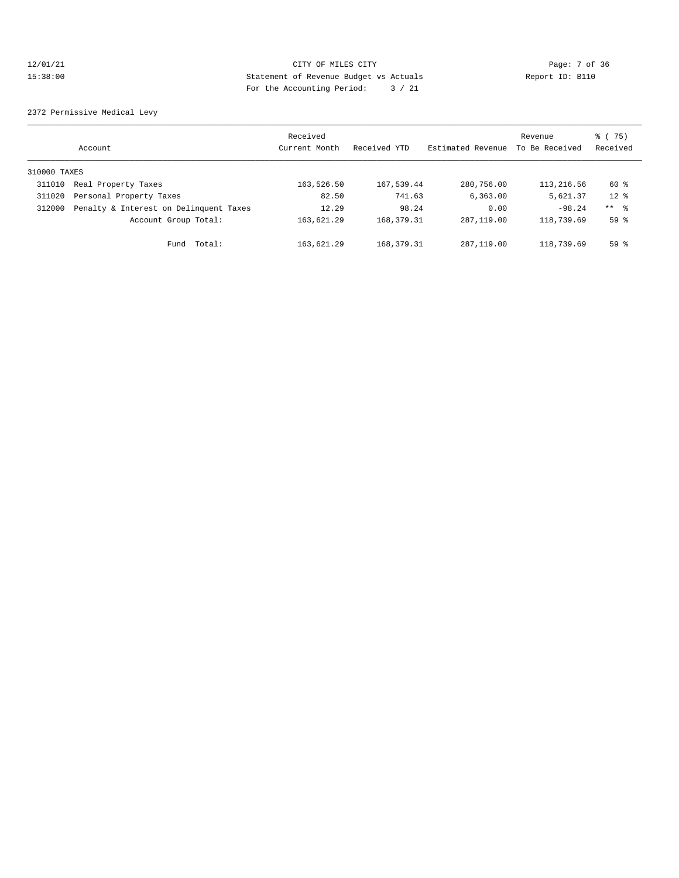CITY OF MILES CITY
Statement of Revenue Budget vs Actuals
For the Accounting Period: 3 / 21

12/01/21
15:38:00

Report ID: B110

2372 Permissive Medical Levy

| Account | | Received Current Month | Received YTD | Estimated Revenue | Revenue To Be Received | % ( 75) Received |
|---|---|---|---|---|---|---|
| 310000 TAXES | | | | | | |
| 311010 | Real Property Taxes | 163,526.50 | 167,539.44 | 280,756.00 | 113,216.56 | 60 % |
| 311020 | Personal Property Taxes | 82.50 | 741.63 | 6,363.00 | 5,621.37 | 12 % |
| 312000 | Penalty & Interest on Delinquent Taxes | 12.29 | 98.24 | 0.00 | -98.24 | ** % |
| | Account Group Total: | 163,621.29 | 168,379.31 | 287,119.00 | 118,739.69 | 59 % |
| | Fund Total: | 163,621.29 | 168,379.31 | 287,119.00 | 118,739.69 | 59 % |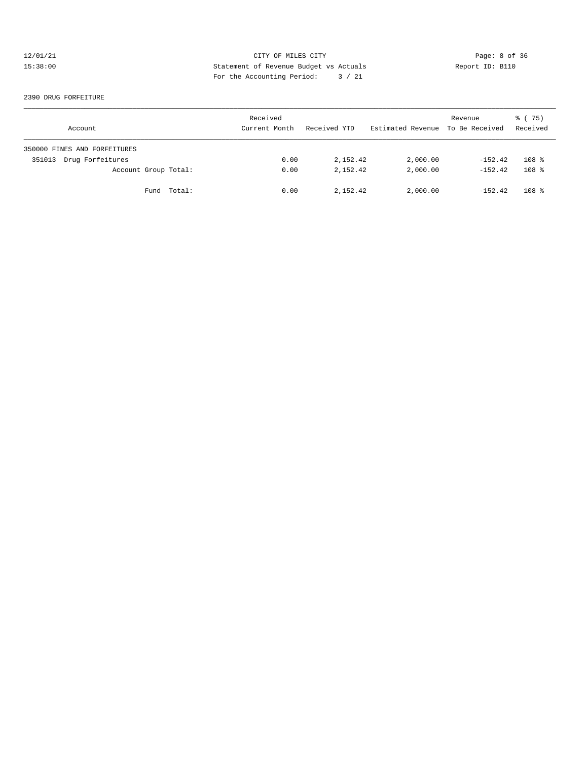CITY OF MILES CITY
Statement of Revenue Budget vs Actuals
For the Accounting Period: 3 / 21

12/01/21
15:38:00

Report ID: B110

2390 DRUG FORFEITURE

| Account | Received Current Month | Received YTD | Estimated Revenue | Revenue To Be Received | % ( 75) Received |
|---|---|---|---|---|---|
| 350000 FINES AND FORFEITURES | | | | | |
| 351013 Drug Forfeitures | 0.00 | 2,152.42 | 2,000.00 | -152.42 | 108 % |
| Account Group Total: | 0.00 | 2,152.42 | 2,000.00 | -152.42 | 108 % |
| Fund Total: | 0.00 | 2,152.42 | 2,000.00 | -152.42 | 108 % |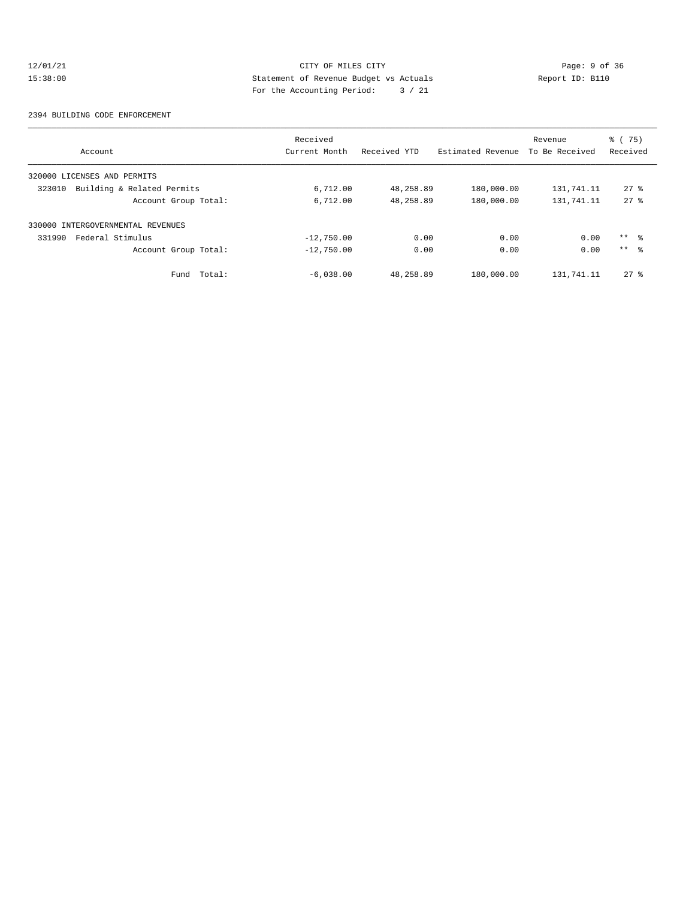CITY OF MILES CITY
Statement of Revenue Budget vs Actuals
For the Accounting Period: 3 / 21

12/01/21
15:38:00

Report ID: B110

2394 BUILDING CODE ENFORCEMENT

| Account | Received Current Month | Received YTD | Estimated Revenue | Revenue To Be Received | % ( 75) Received |
|---|---|---|---|---|---|
| 320000 LICENSES AND PERMITS | | | | | |
| 323010 Building & Related Permits | 6,712.00 | 48,258.89 | 180,000.00 | 131,741.11 | 27 % |
| Account Group Total: | 6,712.00 | 48,258.89 | 180,000.00 | 131,741.11 | 27 % |
| 330000 INTERGOVERNMENTAL REVENUES | | | | | |
| 331990 Federal Stimulus | -12,750.00 | 0.00 | 0.00 | 0.00 | ** % |
| Account Group Total: | -12,750.00 | 0.00 | 0.00 | 0.00 | ** % |
| Fund Total: | -6,038.00 | 48,258.89 | 180,000.00 | 131,741.11 | 27 % |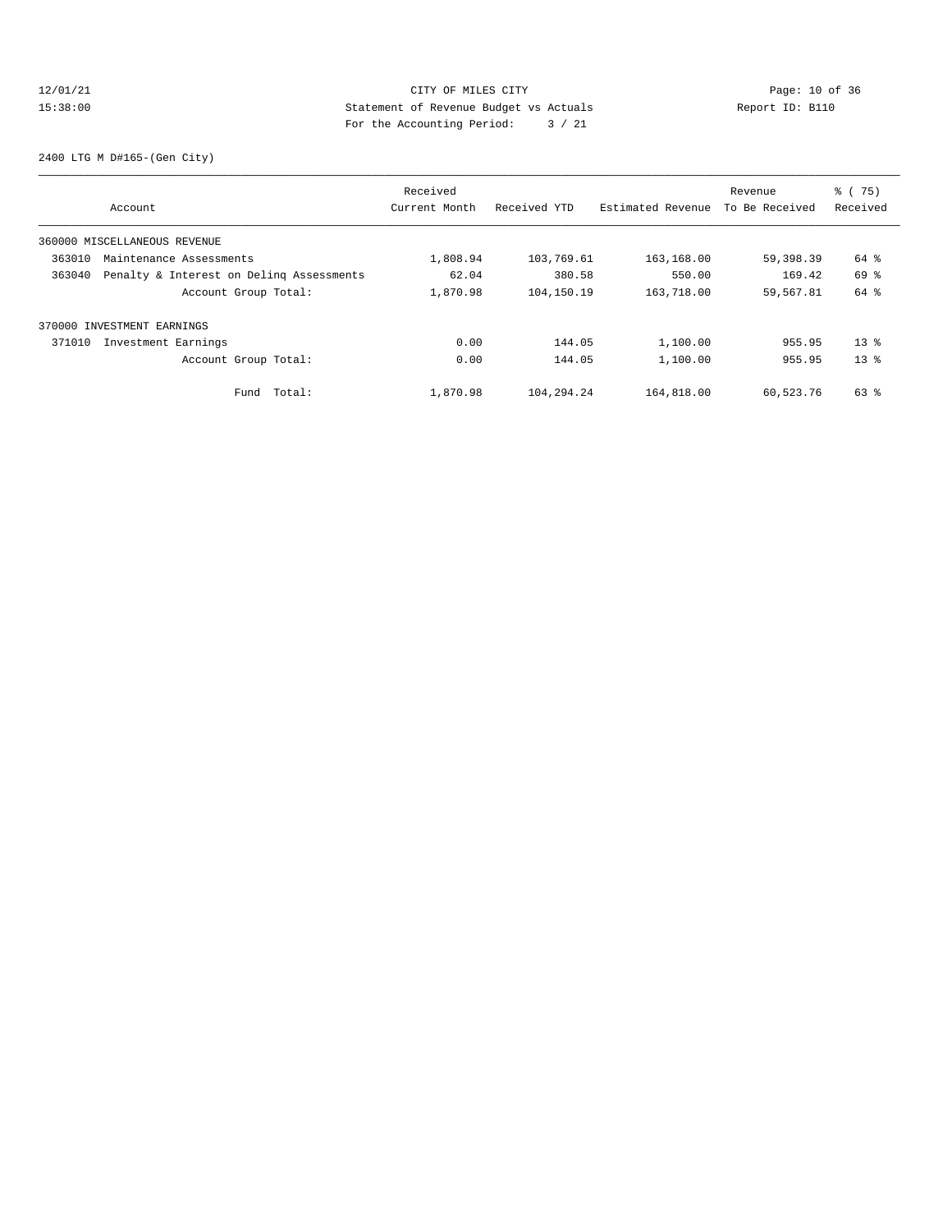CITY OF MILES CITY
Statement of Revenue Budget vs Actuals
For the Accounting Period: 3 / 21

2400 LTG M D#165-(Gen City)

| Account | Received Current Month | Received YTD | Estimated Revenue | Revenue To Be Received | % ( 75) Received |
|---|---|---|---|---|---|
| 360000 MISCELLANEOUS REVENUE | | | | | |
| 363010 Maintenance Assessments | 1,808.94 | 103,769.61 | 163,168.00 | 59,398.39 | 64 % |
| 363040 Penalty & Interest on Delinq Assessments | 62.04 | 380.58 | 550.00 | 169.42 | 69 % |
| Account Group Total: | 1,870.98 | 104,150.19 | 163,718.00 | 59,567.81 | 64 % |
| 370000 INVESTMENT EARNINGS | | | | | |
| 371010 Investment Earnings | 0.00 | 144.05 | 1,100.00 | 955.95 | 13 % |
| Account Group Total: | 0.00 | 144.05 | 1,100.00 | 955.95 | 13 % |
| Fund Total: | 1,870.98 | 104,294.24 | 164,818.00 | 60,523.76 | 63 % |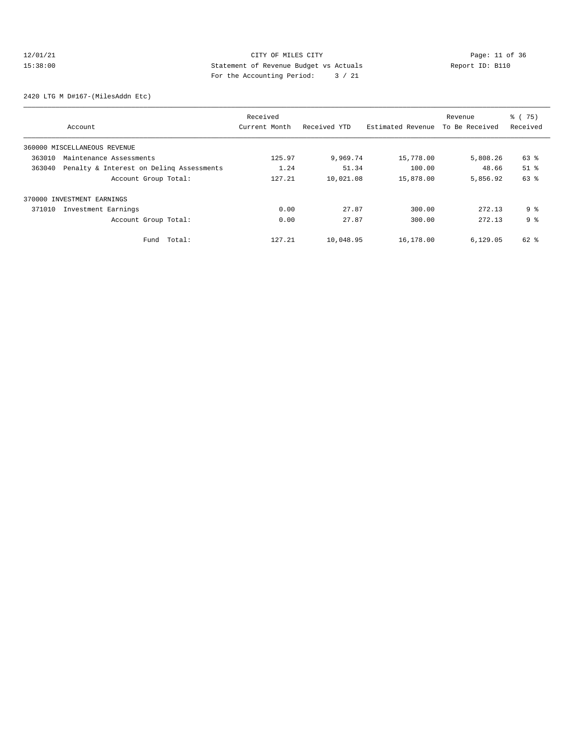CITY OF MILES CITY
Statement of Revenue Budget vs Actuals
For the Accounting Period: 3 / 21

12/01/21
15:38:00

Report ID: B110

2420 LTG M D#167-(MilesAddn Etc)

| Account | Received Current Month | Received YTD | Estimated Revenue | Revenue To Be Received | % ( 75) Received |
|---|---|---|---|---|---|
| 360000 MISCELLANEOUS REVENUE | | | | | |
| 363010 Maintenance Assessments | 125.97 | 9,969.74 | 15,778.00 | 5,808.26 | 63 % |
| 363040 Penalty & Interest on Delinq Assessments | 1.24 | 51.34 | 100.00 | 48.66 | 51 % |
| Account Group Total: | 127.21 | 10,021.08 | 15,878.00 | 5,856.92 | 63 % |
| 370000 INVESTMENT EARNINGS | | | | | |
| 371010 Investment Earnings | 0.00 | 27.87 | 300.00 | 272.13 | 9 % |
| Account Group Total: | 0.00 | 27.87 | 300.00 | 272.13 | 9 % |
| Fund Total: | 127.21 | 10,048.95 | 16,178.00 | 6,129.05 | 62 % |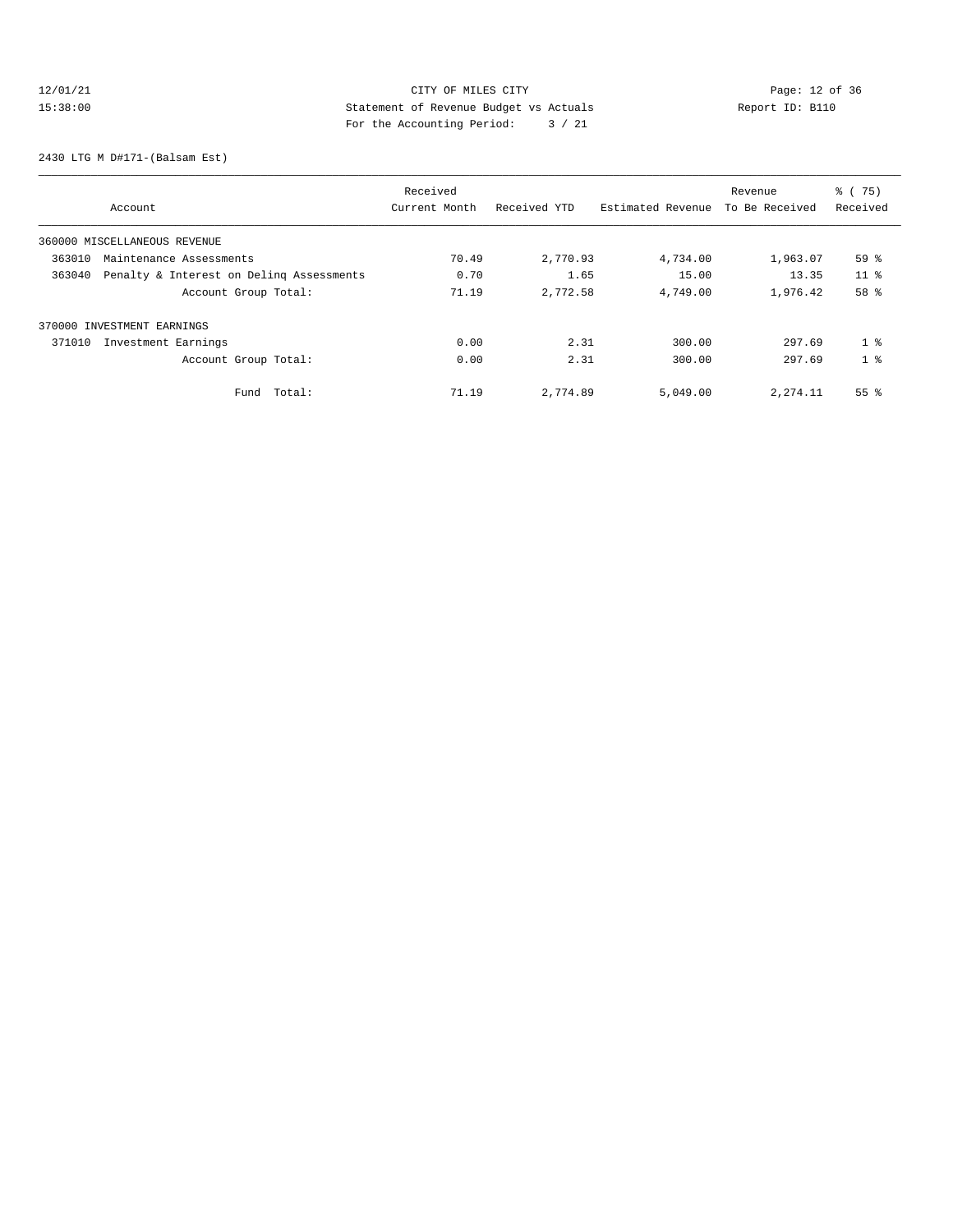CITY OF MILES CITY
Statement of Revenue Budget vs Actuals
For the Accounting Period: 3 / 21

12/01/21 15:38:00 — Report ID: B110

2430 LTG M D#171-(Balsam Est)

| Account | | Received Current Month | Received YTD | Estimated Revenue | Revenue To Be Received | % ( 75) Received |
|---|---|---|---|---|---|---|
| 360000 MISCELLANEOUS REVENUE | | | | | | |
| 363010 | Maintenance Assessments | 70.49 | 2,770.93 | 4,734.00 | 1,963.07 | 59 % |
| 363040 | Penalty & Interest on Delinq Assessments | 0.70 | 1.65 | 15.00 | 13.35 | 11 % |
| | Account Group Total: | 71.19 | 2,772.58 | 4,749.00 | 1,976.42 | 58 % |
| 370000 INVESTMENT EARNINGS | | | | | | |
| 371010 | Investment Earnings | 0.00 | 2.31 | 300.00 | 297.69 | 1 % |
| | Account Group Total: | 0.00 | 2.31 | 300.00 | 297.69 | 1 % |
| | Fund Total: | 71.19 | 2,774.89 | 5,049.00 | 2,274.11 | 55 % |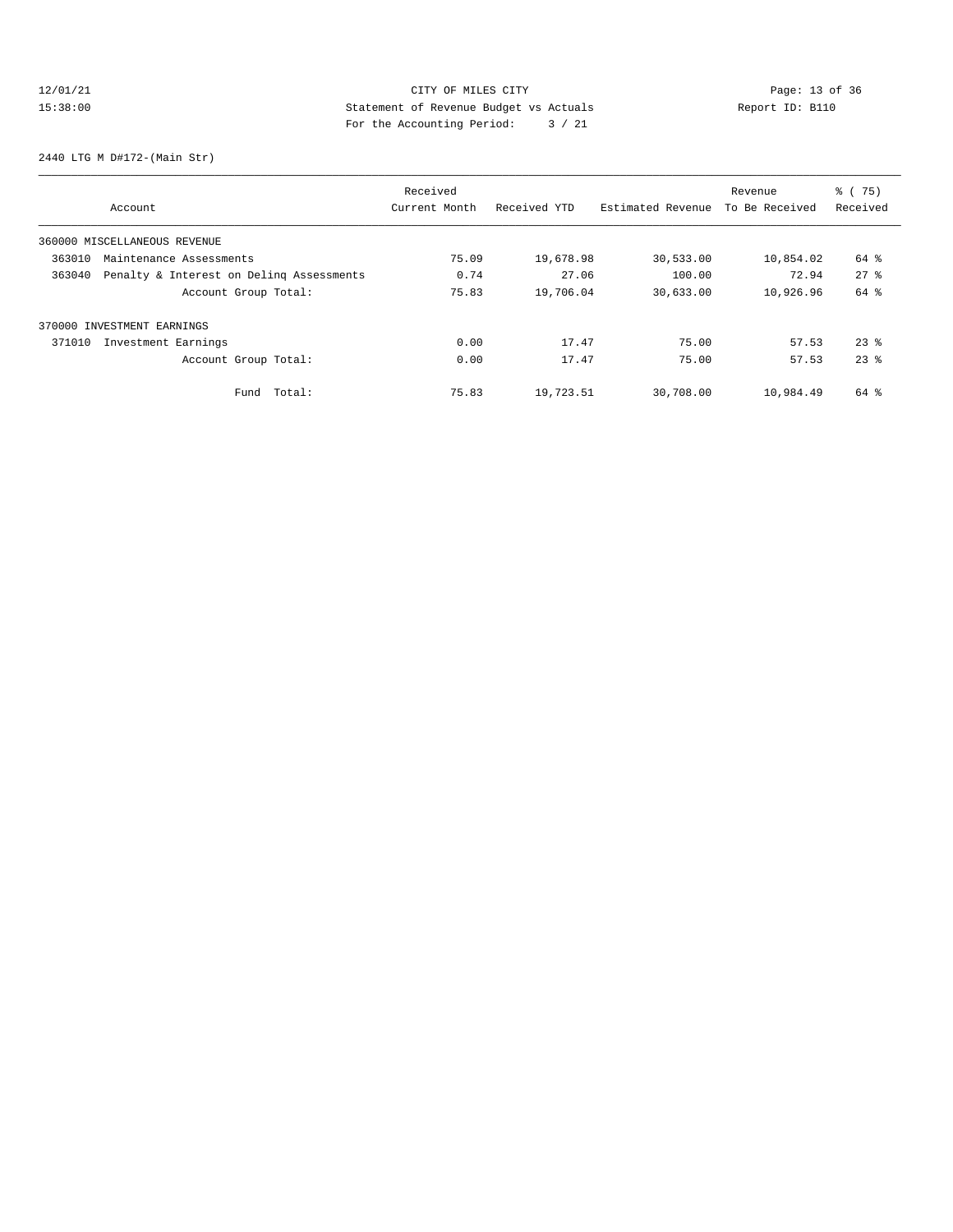CITY OF MILES CITY
Statement of Revenue Budget vs Actuals
For the Accounting Period: 3 / 21

2440 LTG M D#172-(Main Str)

| Account | Received Current Month | Received YTD | Estimated Revenue | Revenue To Be Received | % ( 75) Received |
|---|---|---|---|---|---|
| 360000 MISCELLANEOUS REVENUE | | | | | |
| 363010 Maintenance Assessments | 75.09 | 19,678.98 | 30,533.00 | 10,854.02 | 64 % |
| 363040 Penalty & Interest on Delinq Assessments | 0.74 | 27.06 | 100.00 | 72.94 | 27 % |
| Account Group Total: | 75.83 | 19,706.04 | 30,633.00 | 10,926.96 | 64 % |
| 370000 INVESTMENT EARNINGS | | | | | |
| 371010 Investment Earnings | 0.00 | 17.47 | 75.00 | 57.53 | 23 % |
| Account Group Total: | 0.00 | 17.47 | 75.00 | 57.53 | 23 % |
| Fund Total: | 75.83 | 19,723.51 | 30,708.00 | 10,984.49 | 64 % |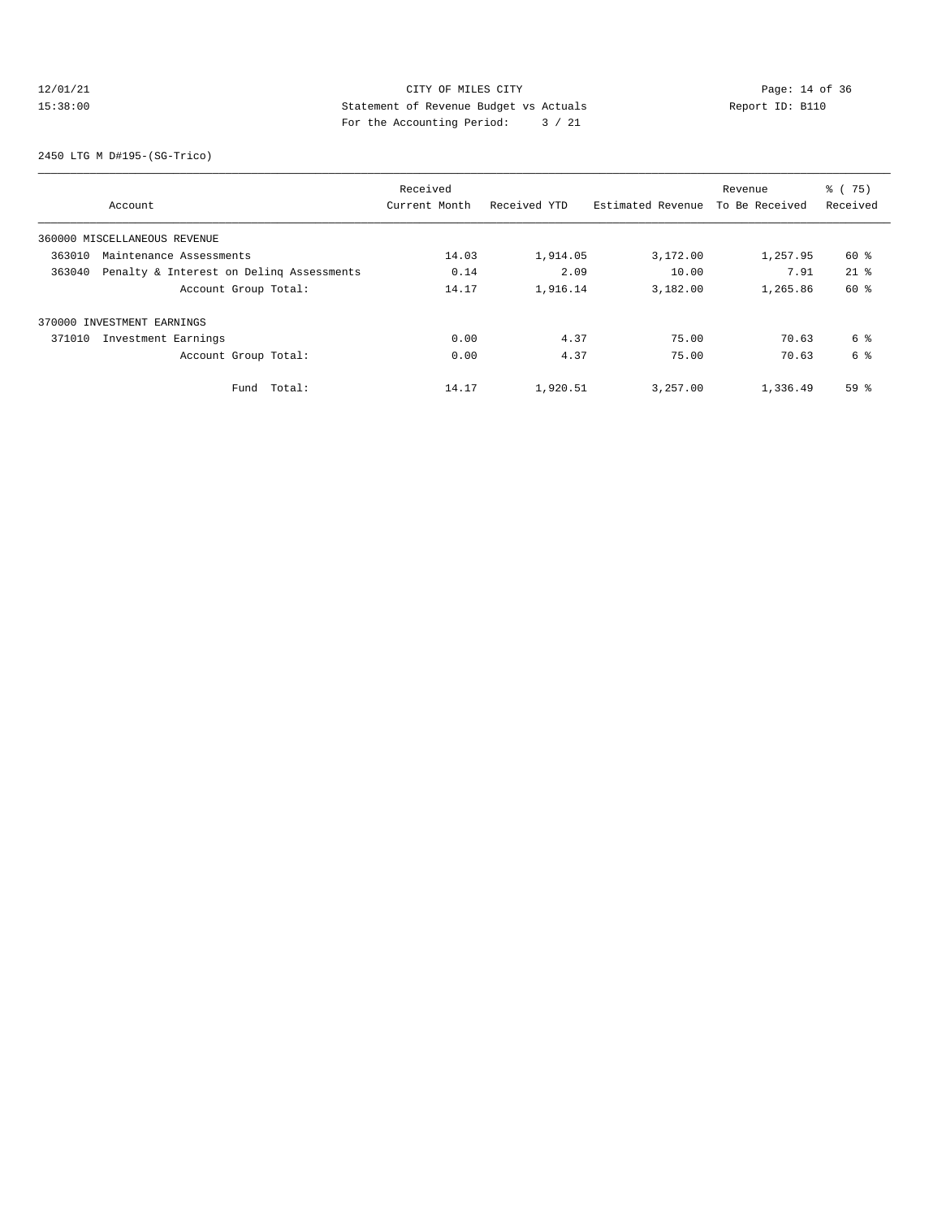CITY OF MILES CITY

Statement of Revenue Budget vs Actuals

For the Accounting Period: 3 / 21

12/01/21 15:38:00 — Report ID: B110

2450 LTG M D#195-(SG-Trico)

| Account | Received Current Month | Received YTD | Estimated Revenue | Revenue To Be Received | % ( 75) Received |
|---|---|---|---|---|---|
| 360000 MISCELLANEOUS REVENUE | | | | | |
| 363010 Maintenance Assessments | 14.03 | 1,914.05 | 3,172.00 | 1,257.95 | 60 % |
| 363040 Penalty & Interest on Delinq Assessments | 0.14 | 2.09 | 10.00 | 7.91 | 21 % |
| Account Group Total: | 14.17 | 1,916.14 | 3,182.00 | 1,265.86 | 60 % |
| 370000 INVESTMENT EARNINGS | | | | | |
| 371010 Investment Earnings | 0.00 | 4.37 | 75.00 | 70.63 | 6 % |
| Account Group Total: | 0.00 | 4.37 | 75.00 | 70.63 | 6 % |
| Fund Total: | 14.17 | 1,920.51 | 3,257.00 | 1,336.49 | 59 % |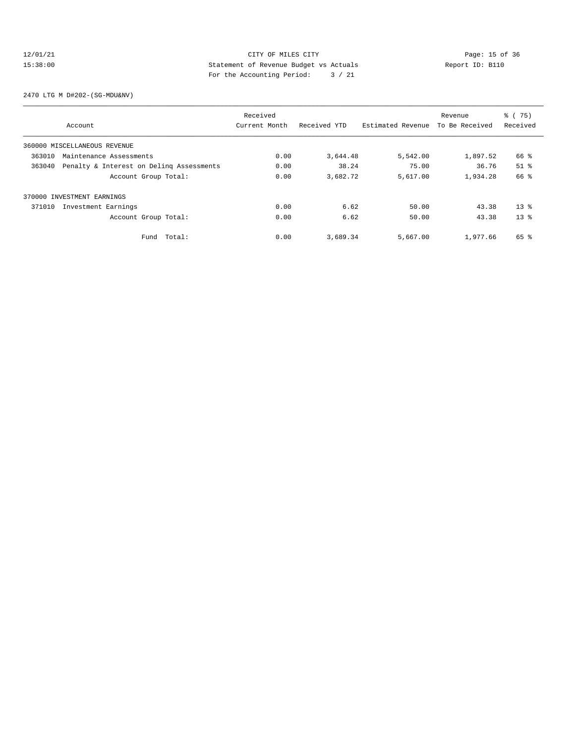CITY OF MILES CITY
Statement of Revenue Budget vs Actuals
For the Accounting Period: 3 / 21

12/01/21
15:38:00

Report ID: B110

2470 LTG M D#202-(SG-MDU&NV)

| Account | Received Current Month | Received YTD | Estimated Revenue | Revenue To Be Received | % ( 75) Received |
|---|---|---|---|---|---|
| 360000 MISCELLANEOUS REVENUE | | | | | |
| 363010 Maintenance Assessments | 0.00 | 3,644.48 | 5,542.00 | 1,897.52 | 66 % |
| 363040 Penalty & Interest on Delinq Assessments | 0.00 | 38.24 | 75.00 | 36.76 | 51 % |
| Account Group Total: | 0.00 | 3,682.72 | 5,617.00 | 1,934.28 | 66 % |
| 370000 INVESTMENT EARNINGS | | | | | |
| 371010 Investment Earnings | 0.00 | 6.62 | 50.00 | 43.38 | 13 % |
| Account Group Total: | 0.00 | 6.62 | 50.00 | 43.38 | 13 % |
| Fund Total: | 0.00 | 3,689.34 | 5,667.00 | 1,977.66 | 65 % |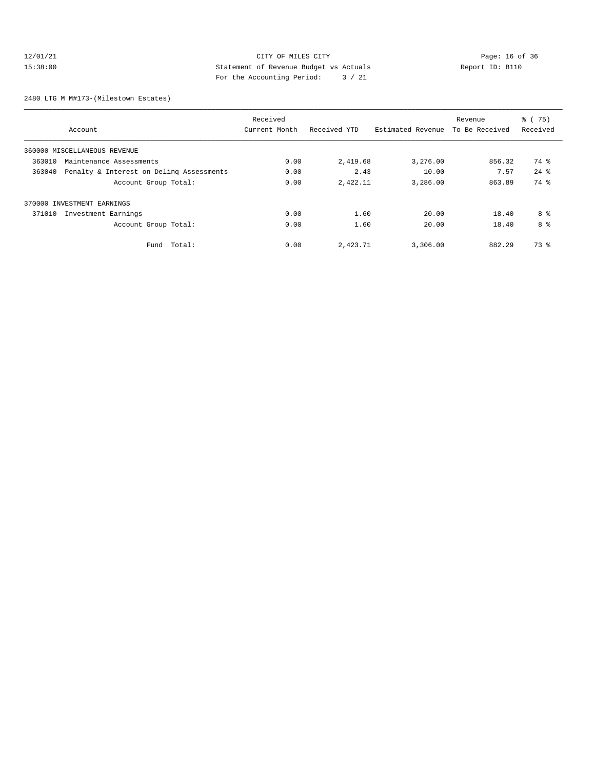CITY OF MILES CITY

Statement of Revenue Budget vs Actuals

For the Accounting Period: 3 / 21

12/01/21 15:38:00

Report ID: B110

## 2480 LTG M M#173-(Milestown Estates)

| Account | Received Current Month | Received YTD | Estimated Revenue | Revenue To Be Received | % ( 75) Received |
|---|---|---|---|---|---|
| 360000 MISCELLANEOUS REVENUE | | | | | |
| 363010 Maintenance Assessments | 0.00 | 2,419.68 | 3,276.00 | 856.32 | 74 % |
| 363040 Penalty & Interest on Delinq Assessments | 0.00 | 2.43 | 10.00 | 7.57 | 24 % |
| Account Group Total: | 0.00 | 2,422.11 | 3,286.00 | 863.89 | 74 % |
| 370000 INVESTMENT EARNINGS | | | | | |
| 371010 Investment Earnings | 0.00 | 1.60 | 20.00 | 18.40 | 8 % |
| Account Group Total: | 0.00 | 1.60 | 20.00 | 18.40 | 8 % |
| Fund Total: | 0.00 | 2,423.71 | 3,306.00 | 882.29 | 73 % |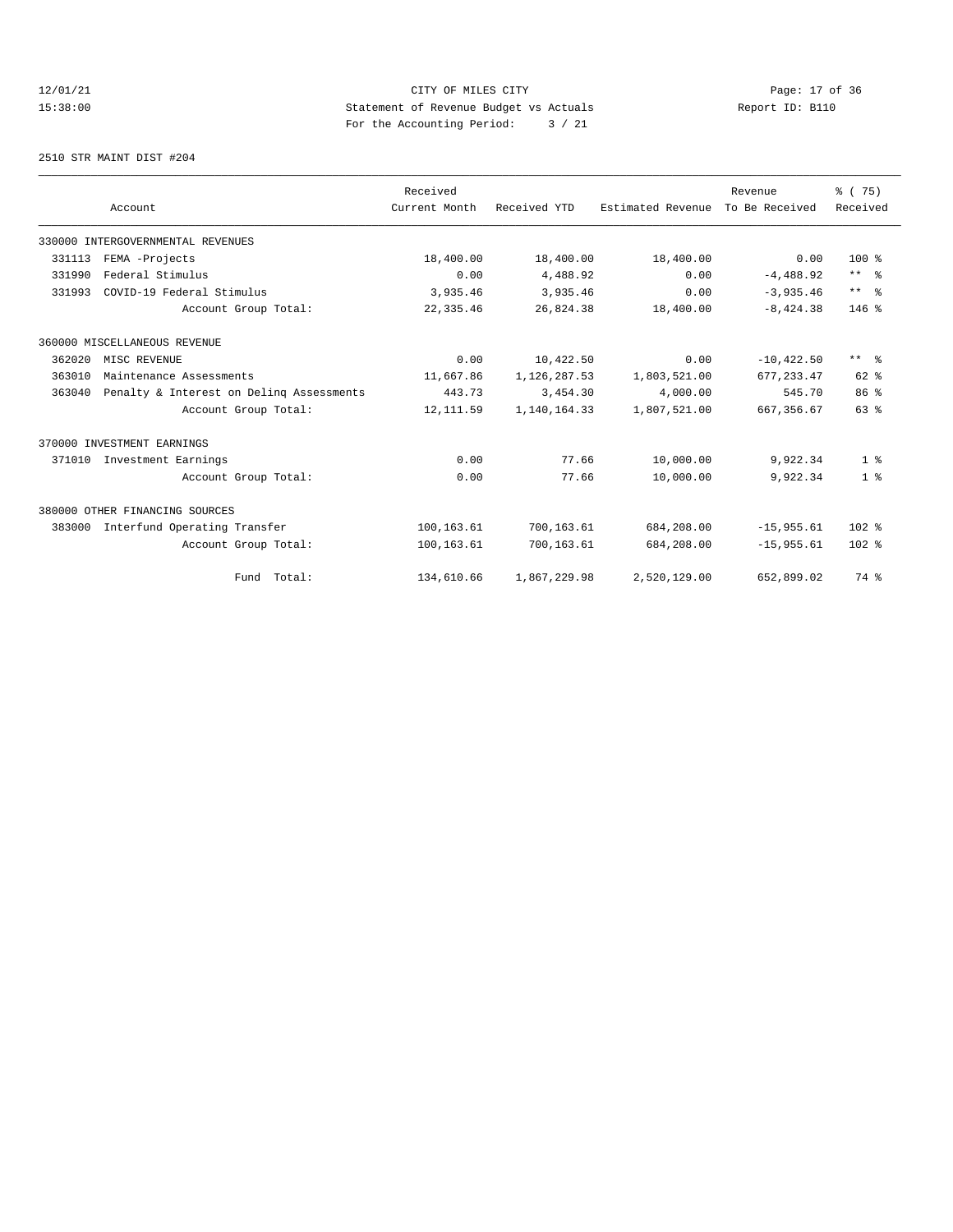CITY OF MILES CITY
Statement of Revenue Budget vs Actuals
For the Accounting Period: 3 / 21

12/01/21
15:38:00

Report ID: B110

2510 STR MAINT DIST #204

| Account | Received Current Month | Received YTD | Estimated Revenue | Revenue To Be Received | % ( 75) Received |
|---|---|---|---|---|---|
| 330000 INTERGOVERNMENTAL REVENUES | | | | | |
| 331113 FEMA -Projects | 18,400.00 | 18,400.00 | 18,400.00 | 0.00 | 100 % |
| 331990 Federal Stimulus | 0.00 | 4,488.92 | 0.00 | -4,488.92 | ** % |
| 331993 COVID-19 Federal Stimulus | 3,935.46 | 3,935.46 | 0.00 | -3,935.46 | ** % |
| Account Group Total: | 22,335.46 | 26,824.38 | 18,400.00 | -8,424.38 | 146 % |
| 360000 MISCELLANEOUS REVENUE | | | | | |
| 362020 MISC REVENUE | 0.00 | 10,422.50 | 0.00 | -10,422.50 | ** % |
| 363010 Maintenance Assessments | 11,667.86 | 1,126,287.53 | 1,803,521.00 | 677,233.47 | 62 % |
| 363040 Penalty & Interest on Delinq Assessments | 443.73 | 3,454.30 | 4,000.00 | 545.70 | 86 % |
| Account Group Total: | 12,111.59 | 1,140,164.33 | 1,807,521.00 | 667,356.67 | 63 % |
| 370000 INVESTMENT EARNINGS | | | | | |
| 371010 Investment Earnings | 0.00 | 77.66 | 10,000.00 | 9,922.34 | 1 % |
| Account Group Total: | 0.00 | 77.66 | 10,000.00 | 9,922.34 | 1 % |
| 380000 OTHER FINANCING SOURCES | | | | | |
| 383000 Interfund Operating Transfer | 100,163.61 | 700,163.61 | 684,208.00 | -15,955.61 | 102 % |
| Account Group Total: | 100,163.61 | 700,163.61 | 684,208.00 | -15,955.61 | 102 % |
| Fund Total: | 134,610.66 | 1,867,229.98 | 2,520,129.00 | 652,899.02 | 74 % |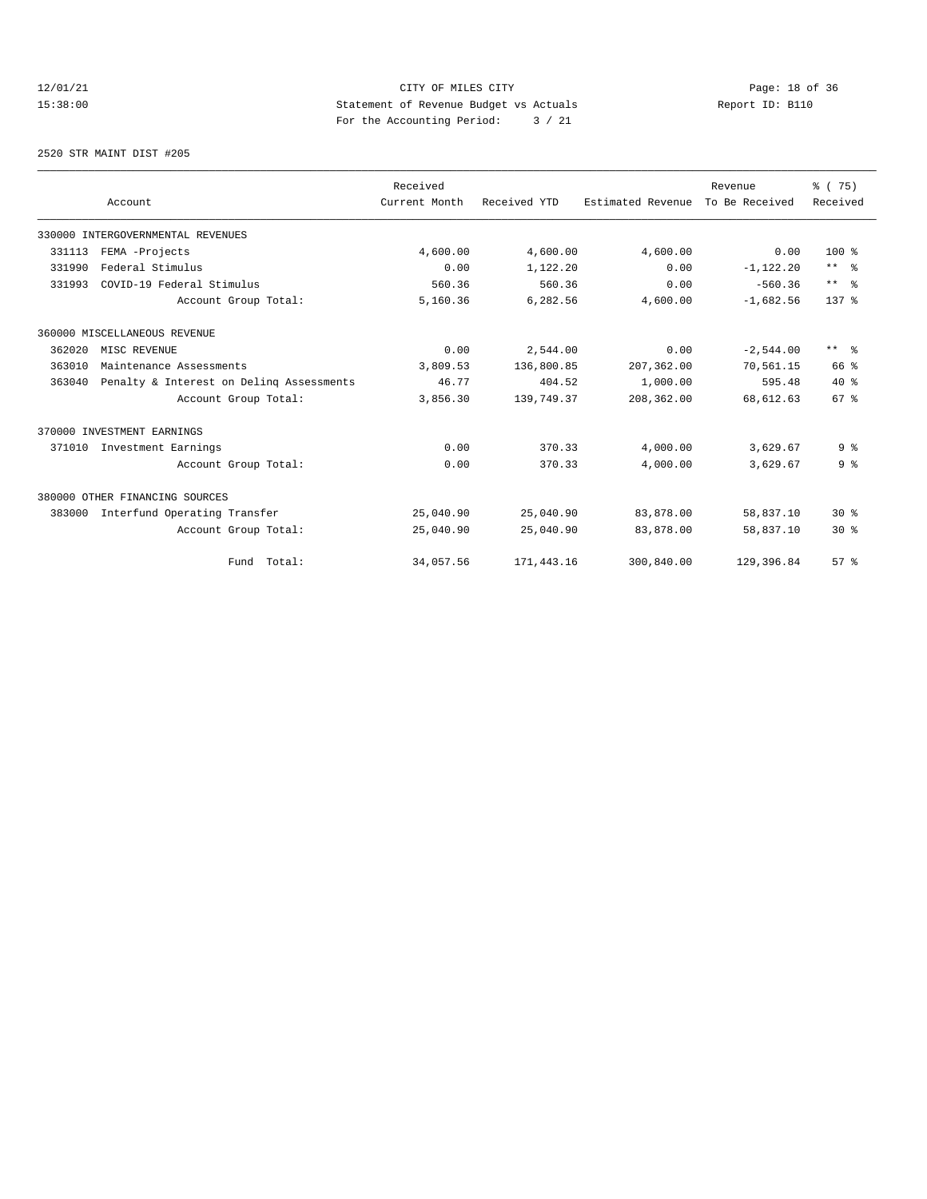12/01/21 CITY OF MILES CITY
15:38:00 Statement of Revenue Budget vs Actuals Report ID: B110
For the Accounting Period: 3 / 21

2520 STR MAINT DIST #205

| Account | Received Current Month | Received YTD | Estimated Revenue | Revenue To Be Received | % ( 75) Received |
|---|---|---|---|---|---|
| 330000 INTERGOVERNMENTAL REVENUES | | | | | |
| 331113 FEMA -Projects | 4,600.00 | 4,600.00 | 4,600.00 | 0.00 | 100 % |
| 331990 Federal Stimulus | 0.00 | 1,122.20 | 0.00 | -1,122.20 | ** % |
| 331993 COVID-19 Federal Stimulus | 560.36 | 560.36 | 0.00 | -560.36 | ** % |
| Account Group Total: | 5,160.36 | 6,282.56 | 4,600.00 | -1,682.56 | 137 % |
| 360000 MISCELLANEOUS REVENUE | | | | | |
| 362020 MISC REVENUE | 0.00 | 2,544.00 | 0.00 | -2,544.00 | ** % |
| 363010 Maintenance Assessments | 3,809.53 | 136,800.85 | 207,362.00 | 70,561.15 | 66 % |
| 363040 Penalty & Interest on Delinq Assessments | 46.77 | 404.52 | 1,000.00 | 595.48 | 40 % |
| Account Group Total: | 3,856.30 | 139,749.37 | 208,362.00 | 68,612.63 | 67 % |
| 370000 INVESTMENT EARNINGS | | | | | |
| 371010 Investment Earnings | 0.00 | 370.33 | 4,000.00 | 3,629.67 | 9 % |
| Account Group Total: | 0.00 | 370.33 | 4,000.00 | 3,629.67 | 9 % |
| 380000 OTHER FINANCING SOURCES | | | | | |
| 383000 Interfund Operating Transfer | 25,040.90 | 25,040.90 | 83,878.00 | 58,837.10 | 30 % |
| Account Group Total: | 25,040.90 | 25,040.90 | 83,878.00 | 58,837.10 | 30 % |
| Fund Total: | 34,057.56 | 171,443.16 | 300,840.00 | 129,396.84 | 57 % |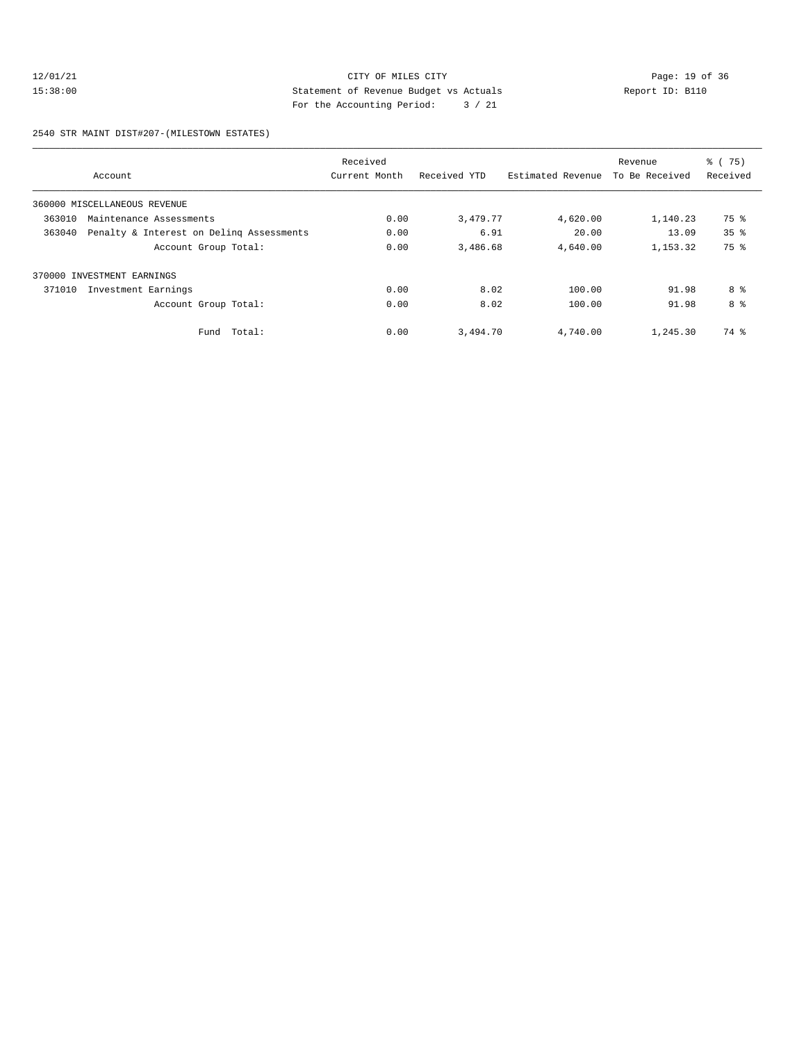CITY OF MILES CITY
Statement of Revenue Budget vs Actuals
For the Accounting Period: 3 / 21

12/01/21
15:38:00

Report ID: B110

2540 STR MAINT DIST#207-(MILESTOWN ESTATES)

| Account | Received Current Month | Received YTD | Estimated Revenue | Revenue To Be Received | % ( 75) Received |
|---|---|---|---|---|---|
| 360000 MISCELLANEOUS REVENUE | | | | | |
| 363010 Maintenance Assessments | 0.00 | 3,479.77 | 4,620.00 | 1,140.23 | 75 % |
| 363040 Penalty & Interest on Delinq Assessments | 0.00 | 6.91 | 20.00 | 13.09 | 35 % |
| Account Group Total: | 0.00 | 3,486.68 | 4,640.00 | 1,153.32 | 75 % |
| 370000 INVESTMENT EARNINGS | | | | | |
| 371010 Investment Earnings | 0.00 | 8.02 | 100.00 | 91.98 | 8 % |
| Account Group Total: | 0.00 | 8.02 | 100.00 | 91.98 | 8 % |
| Fund Total: | 0.00 | 3,494.70 | 4,740.00 | 1,245.30 | 74 % |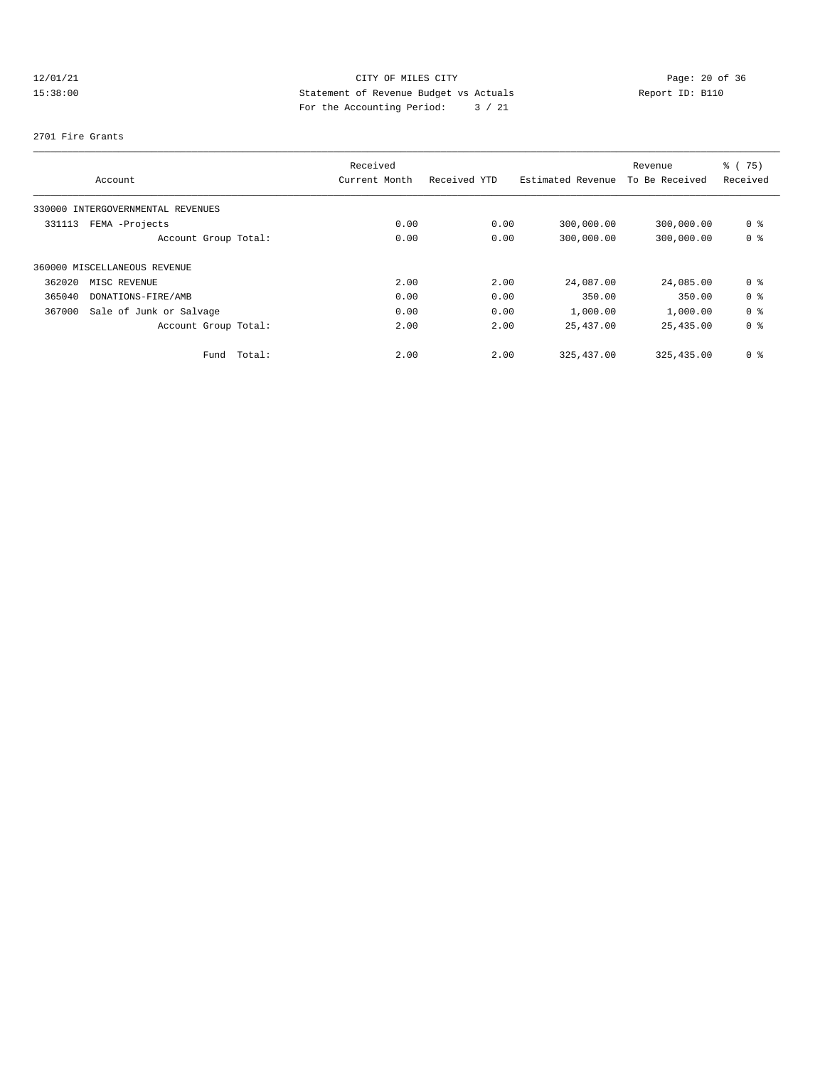CITY OF MILES CITY
Statement of Revenue Budget vs Actuals
For the Accounting Period: 3 / 21

12/01/21
15:38:00

Report ID: B110

2701 Fire Grants

| Account | Received Current Month | Received YTD | Estimated Revenue | Revenue To Be Received | % ( 75) Received |
|---|---|---|---|---|---|
| 330000 INTERGOVERNMENTAL REVENUES | | | | | |
| 331113 FEMA -Projects | 0.00 | 0.00 | 300,000.00 | 300,000.00 | 0 % |
| Account Group Total: | 0.00 | 0.00 | 300,000.00 | 300,000.00 | 0 % |
| 360000 MISCELLANEOUS REVENUE | | | | | |
| 362020 MISC REVENUE | 2.00 | 2.00 | 24,087.00 | 24,085.00 | 0 % |
| 365040 DONATIONS-FIRE/AMB | 0.00 | 0.00 | 350.00 | 350.00 | 0 % |
| 367000 Sale of Junk or Salvage | 0.00 | 0.00 | 1,000.00 | 1,000.00 | 0 % |
| Account Group Total: | 2.00 | 2.00 | 25,437.00 | 25,435.00 | 0 % |
| Fund Total: | 2.00 | 2.00 | 325,437.00 | 325,435.00 | 0 % |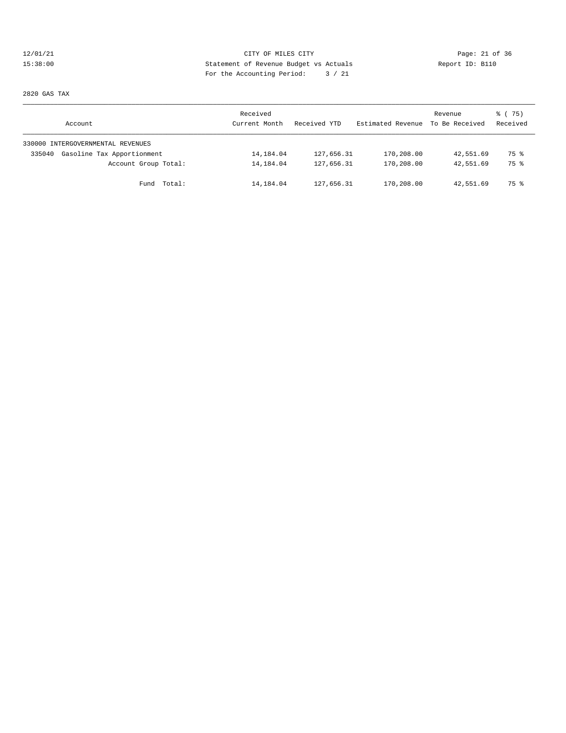CITY OF MILES CITY
Statement of Revenue Budget vs Actuals
For the Accounting Period: 3 / 21

12/01/21
15:38:00

Report ID: B110

2820 GAS TAX

| Account | Received Current Month | Received YTD | Estimated Revenue | Revenue To Be Received | % ( 75) Received |
|---|---|---|---|---|---|
| 330000 INTERGOVERNMENTAL REVENUES | | | | | |
| 335040 Gasoline Tax Apportionment | 14,184.04 | 127,656.31 | 170,208.00 | 42,551.69 | 75 % |
| Account Group Total: | 14,184.04 | 127,656.31 | 170,208.00 | 42,551.69 | 75 % |
| Fund Total: | 14,184.04 | 127,656.31 | 170,208.00 | 42,551.69 | 75 % |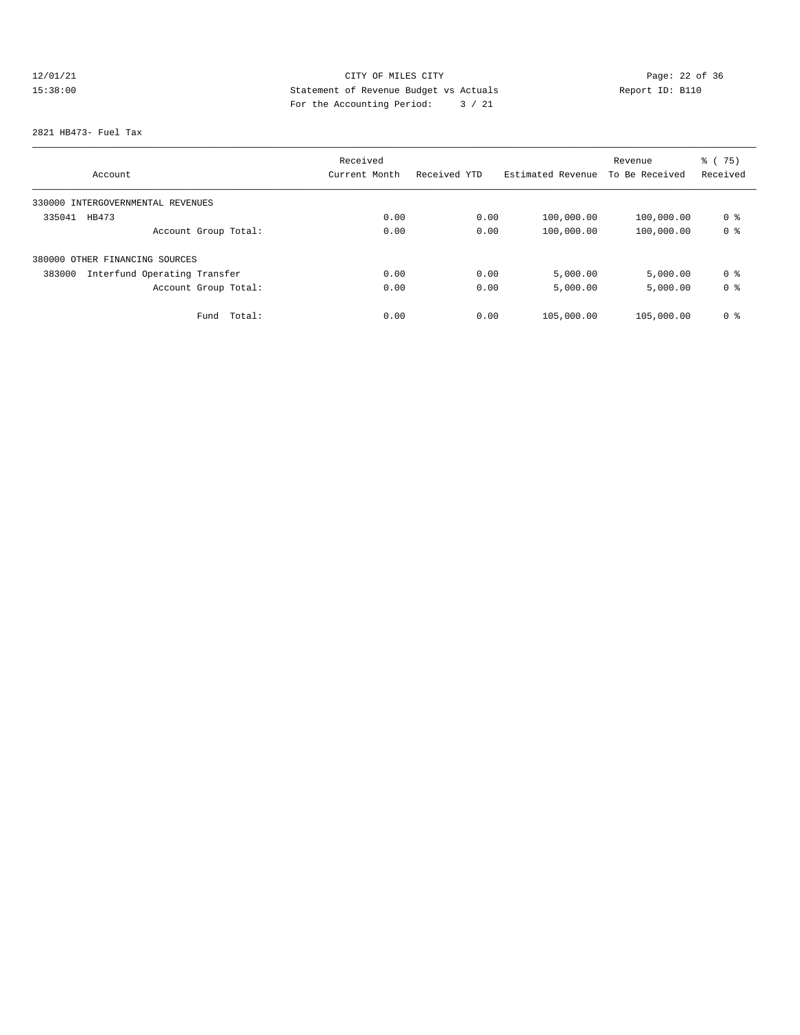CITY OF MILES CITY
Statement of Revenue Budget vs Actuals
For the Accounting Period: 3 / 21

12/01/21
15:38:00

Report ID: B110

2821 HB473- Fuel Tax

| Account | Received Current Month | Received YTD | Estimated Revenue | Revenue To Be Received | % ( 75) Received |
|---|---|---|---|---|---|
| 330000 INTERGOVERNMENTAL REVENUES | | | | | |
| 335041 HB473 | 0.00 | 0.00 | 100,000.00 | 100,000.00 | 0 % |
| Account Group Total: | 0.00 | 0.00 | 100,000.00 | 100,000.00 | 0 % |
| 380000 OTHER FINANCING SOURCES | | | | | |
| 383000 Interfund Operating Transfer | 0.00 | 0.00 | 5,000.00 | 5,000.00 | 0 % |
| Account Group Total: | 0.00 | 0.00 | 5,000.00 | 5,000.00 | 0 % |
| Fund Total: | 0.00 | 0.00 | 105,000.00 | 105,000.00 | 0 % |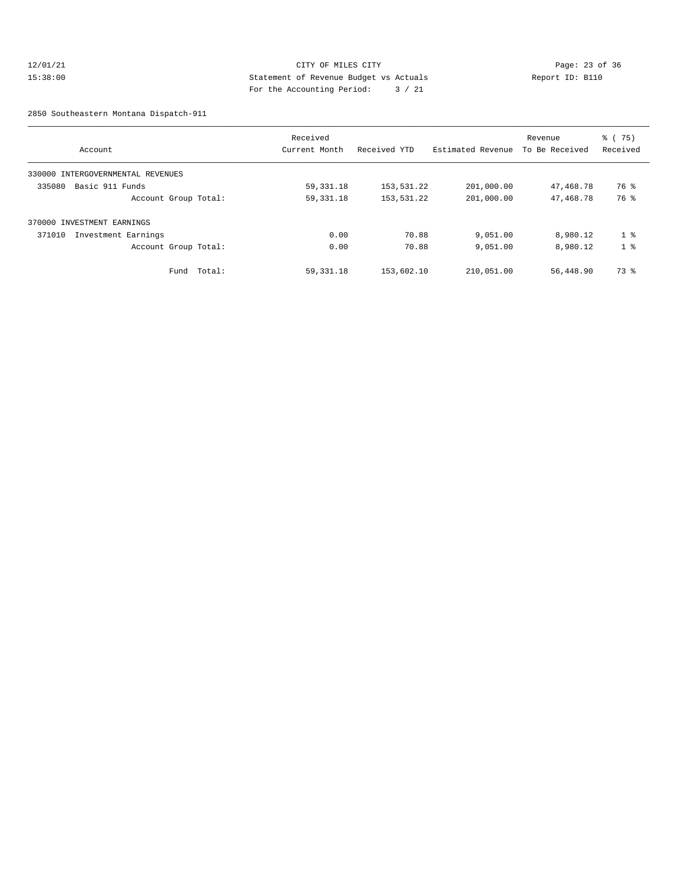CITY OF MILES CITY
Statement of Revenue Budget vs Actuals
For the Accounting Period: 3 / 21

12/01/21
15:38:00

Report ID: B110

2850 Southeastern Montana Dispatch-911

| Account | Received Current Month | Received YTD | Estimated Revenue | Revenue To Be Received | % ( 75) Received |
|---|---|---|---|---|---|
| 330000 INTERGOVERNMENTAL REVENUES | | | | | |
| 335080 Basic 911 Funds | 59,331.18 | 153,531.22 | 201,000.00 | 47,468.78 | 76 % |
| Account Group Total: | 59,331.18 | 153,531.22 | 201,000.00 | 47,468.78 | 76 % |
| 370000 INVESTMENT EARNINGS | | | | | |
| 371010 Investment Earnings | 0.00 | 70.88 | 9,051.00 | 8,980.12 | 1 % |
| Account Group Total: | 0.00 | 70.88 | 9,051.00 | 8,980.12 | 1 % |
| Fund Total: | 59,331.18 | 153,602.10 | 210,051.00 | 56,448.90 | 73 % |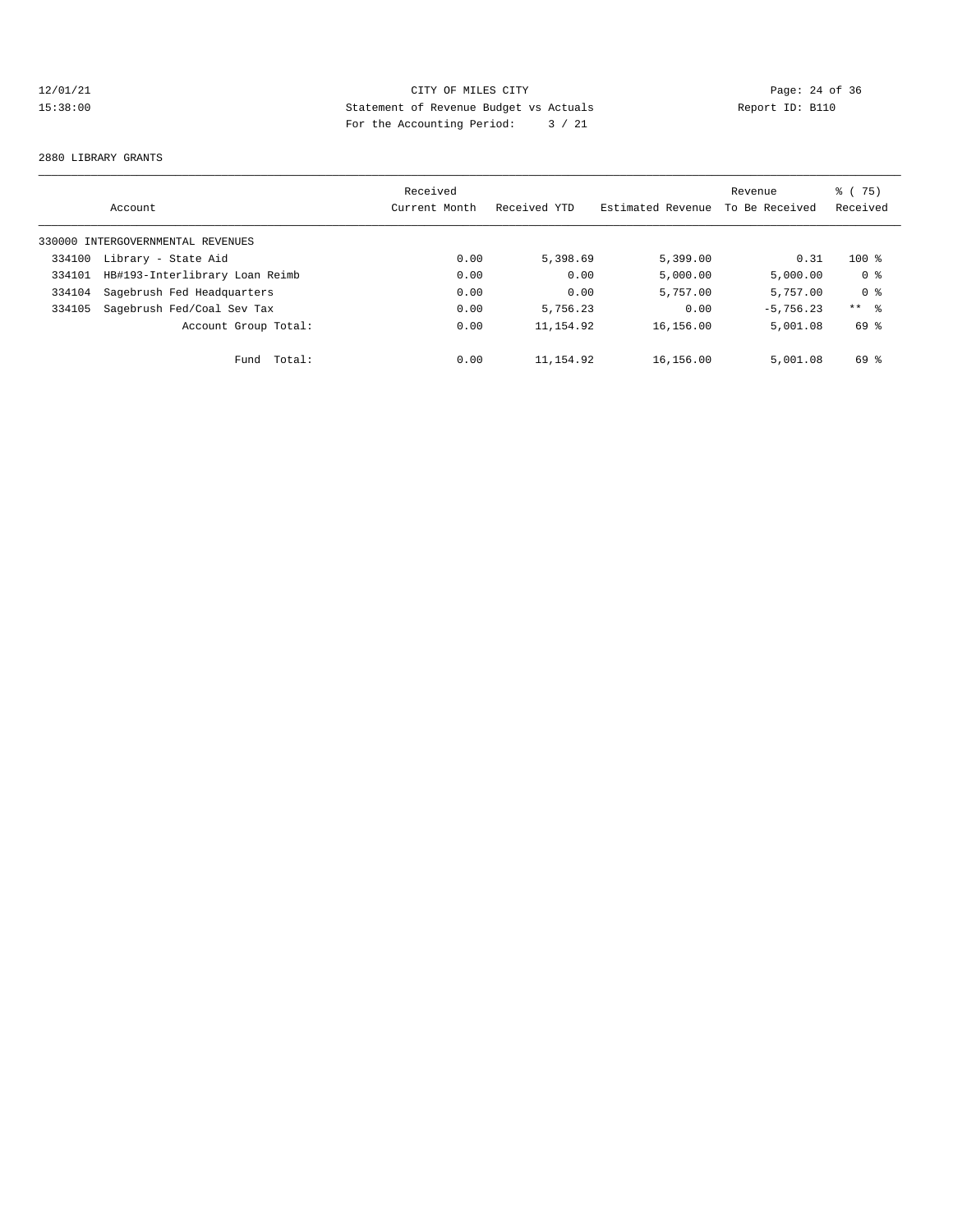12/01/21 CITY OF MILES CITY
15:38:00 Statement of Revenue Budget vs Actuals Report ID: B110
For the Accounting Period: 3 / 21

2880 LIBRARY GRANTS

| Account | Received Current Month | Received YTD | Estimated Revenue | Revenue To Be Received | % ( 75) Received |
|---|---|---|---|---|---|
| 330000 INTERGOVERNMENTAL REVENUES | | | | | |
| 334100 Library - State Aid | 0.00 | 5,398.69 | 5,399.00 | 0.31 | 100 % |
| 334101 HB#193-Interlibrary Loan Reimb | 0.00 | 0.00 | 5,000.00 | 5,000.00 | 0 % |
| 334104 Sagebrush Fed Headquarters | 0.00 | 0.00 | 5,757.00 | 5,757.00 | 0 % |
| 334105 Sagebrush Fed/Coal Sev Tax | 0.00 | 5,756.23 | 0.00 | -5,756.23 | ** % |
| Account Group Total: | 0.00 | 11,154.92 | 16,156.00 | 5,001.08 | 69 % |
| Fund Total: | 0.00 | 11,154.92 | 16,156.00 | 5,001.08 | 69 % |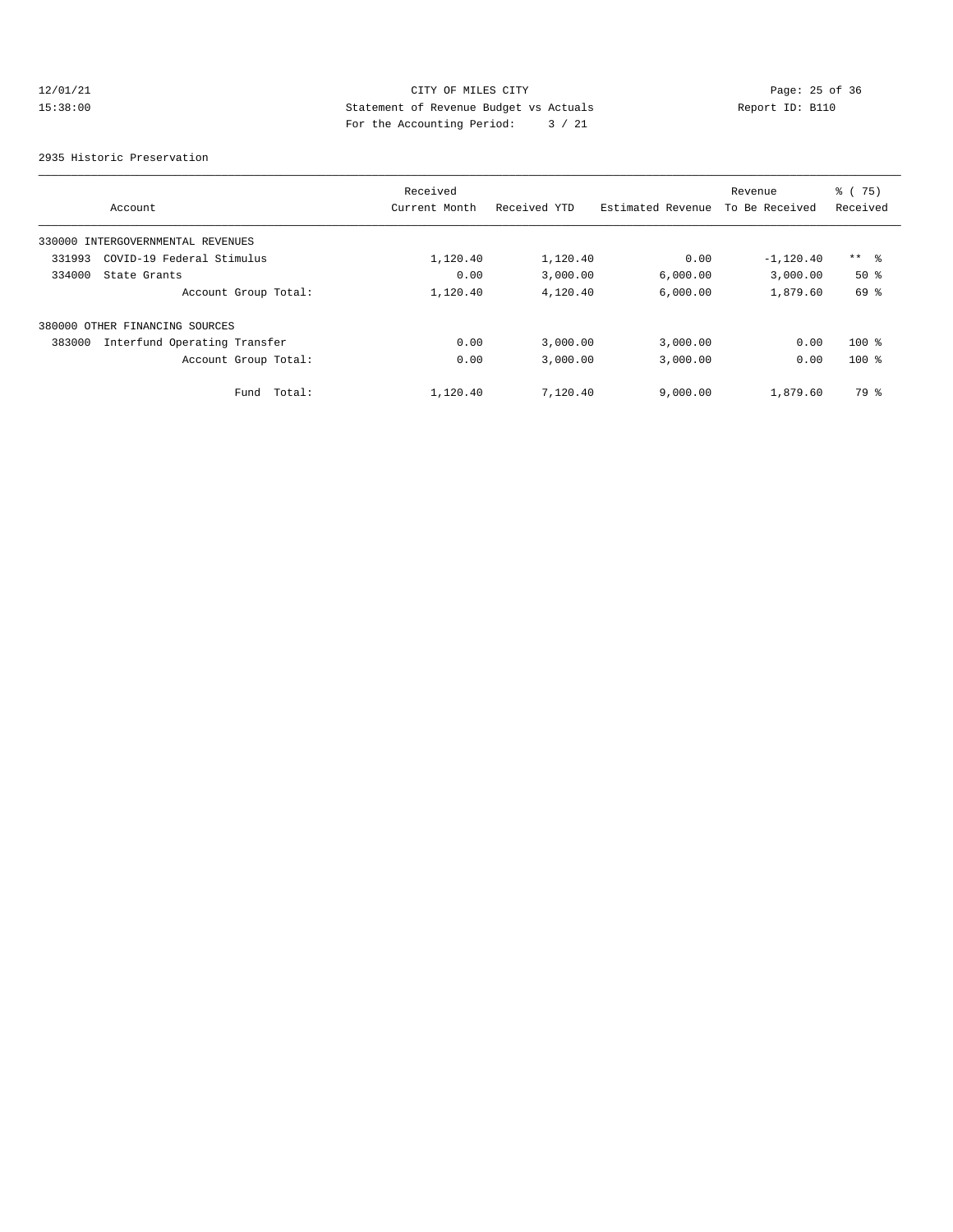12/01/21 CITY OF MILES CITY

15:38:00 Statement of Revenue Budget vs Actuals Report ID: B110

For the Accounting Period: 3 / 21

2935 Historic Preservation

| Account | Received Current Month | Received YTD | Estimated Revenue | Revenue To Be Received | % ( 75) Received |
|---|---|---|---|---|---|
| 330000 INTERGOVERNMENTAL REVENUES | | | | | |
| 331993 COVID-19 Federal Stimulus | 1,120.40 | 1,120.40 | 0.00 | -1,120.40 | ** % |
| 334000 State Grants | 0.00 | 3,000.00 | 6,000.00 | 3,000.00 | 50 % |
| Account Group Total: | 1,120.40 | 4,120.40 | 6,000.00 | 1,879.60 | 69 % |
| 380000 OTHER FINANCING SOURCES | | | | | |
| 383000 Interfund Operating Transfer | 0.00 | 3,000.00 | 3,000.00 | 0.00 | 100 % |
| Account Group Total: | 0.00 | 3,000.00 | 3,000.00 | 0.00 | 100 % |
| Fund Total: | 1,120.40 | 7,120.40 | 9,000.00 | 1,879.60 | 79 % |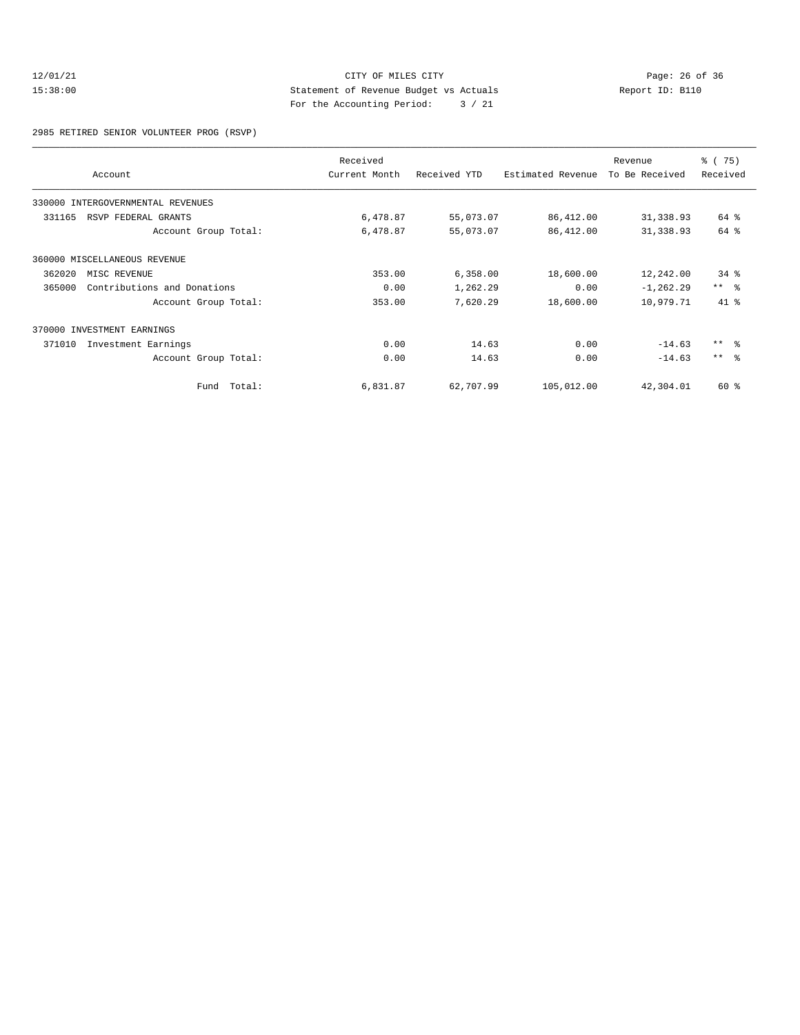12/01/21 CITY OF MILES CITY
15:38:00 Statement of Revenue Budget vs Actuals Report ID: B110
For the Accounting Period: 3 / 21

2985 RETIRED SENIOR VOLUNTEER PROG (RSVP)

| Account | Received Current Month | Received YTD | Estimated Revenue | Revenue To Be Received | % ( 75) Received |
|---|---|---|---|---|---|
| 330000 INTERGOVERNMENTAL REVENUES | | | | | |
| 331165 RSVP FEDERAL GRANTS | 6,478.87 | 55,073.07 | 86,412.00 | 31,338.93 | 64 % |
| Account Group Total: | 6,478.87 | 55,073.07 | 86,412.00 | 31,338.93 | 64 % |
| 360000 MISCELLANEOUS REVENUE | | | | | |
| 362020 MISC REVENUE | 353.00 | 6,358.00 | 18,600.00 | 12,242.00 | 34 % |
| 365000 Contributions and Donations | 0.00 | 1,262.29 | 0.00 | -1,262.29 | ** % |
| Account Group Total: | 353.00 | 7,620.29 | 18,600.00 | 10,979.71 | 41 % |
| 370000 INVESTMENT EARNINGS | | | | | |
| 371010 Investment Earnings | 0.00 | 14.63 | 0.00 | -14.63 | ** % |
| Account Group Total: | 0.00 | 14.63 | 0.00 | -14.63 | ** % |
| Fund Total: | 6,831.87 | 62,707.99 | 105,012.00 | 42,304.01 | 60 % |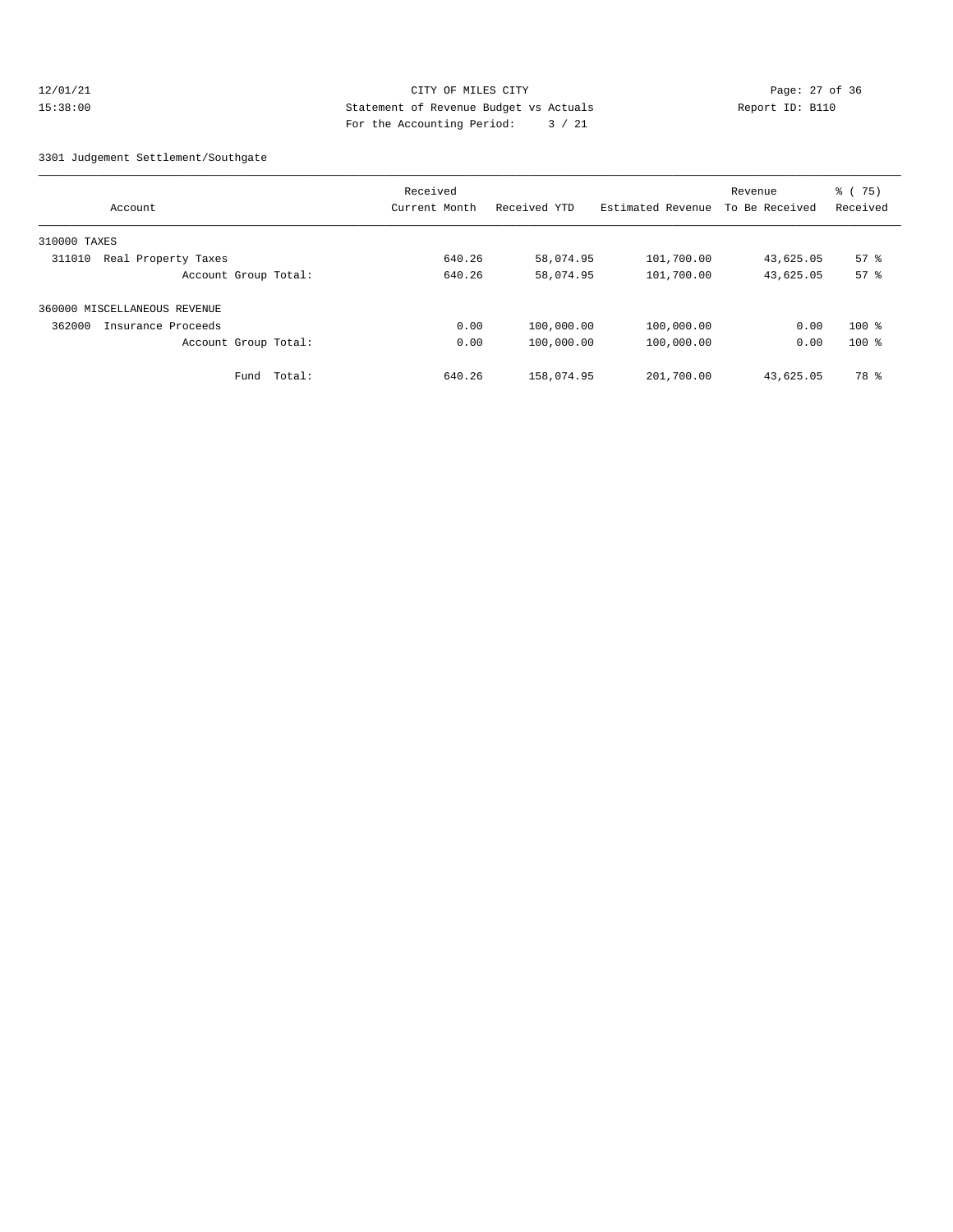CITY OF MILES CITY
Statement of Revenue Budget vs Actuals
For the Accounting Period: 3 / 21

12/01/21
15:38:00

Report ID: B110

3301 Judgement Settlement/Southgate

| Account | Received Current Month | Received YTD | Estimated Revenue | Revenue To Be Received | % ( 75) Received |
|---|---|---|---|---|---|
| 310000 TAXES | | | | | |
| 311010 Real Property Taxes | 640.26 | 58,074.95 | 101,700.00 | 43,625.05 | 57 % |
| Account Group Total: | 640.26 | 58,074.95 | 101,700.00 | 43,625.05 | 57 % |
| 360000 MISCELLANEOUS REVENUE | | | | | |
| 362000 Insurance Proceeds | 0.00 | 100,000.00 | 100,000.00 | 0.00 | 100 % |
| Account Group Total: | 0.00 | 100,000.00 | 100,000.00 | 0.00 | 100 % |
| Fund Total: | 640.26 | 158,074.95 | 201,700.00 | 43,625.05 | 78 % |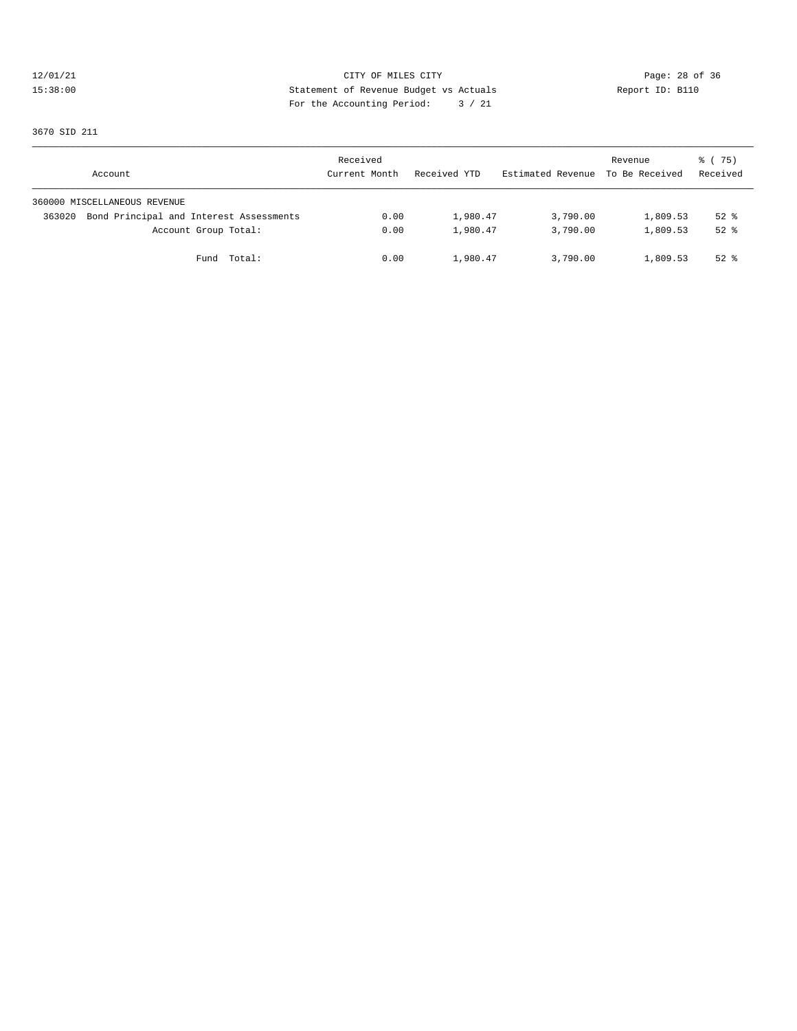12/01/21 CITY OF MILES CITY
15:38:00 Statement of Revenue Budget vs Actuals Report ID: B110
For the Accounting Period: 3 / 21

3670 SID 211

| Account | Received Current Month | Received YTD | Estimated Revenue | Revenue To Be Received | % ( 75) Received |
|---|---|---|---|---|---|
| 360000 MISCELLANEOUS REVENUE | | | | | |
| 363020 Bond Principal and Interest Assessments | 0.00 | 1,980.47 | 3,790.00 | 1,809.53 | 52 % |
| Account Group Total: | 0.00 | 1,980.47 | 3,790.00 | 1,809.53 | 52 % |
| Fund Total: | 0.00 | 1,980.47 | 3,790.00 | 1,809.53 | 52 % |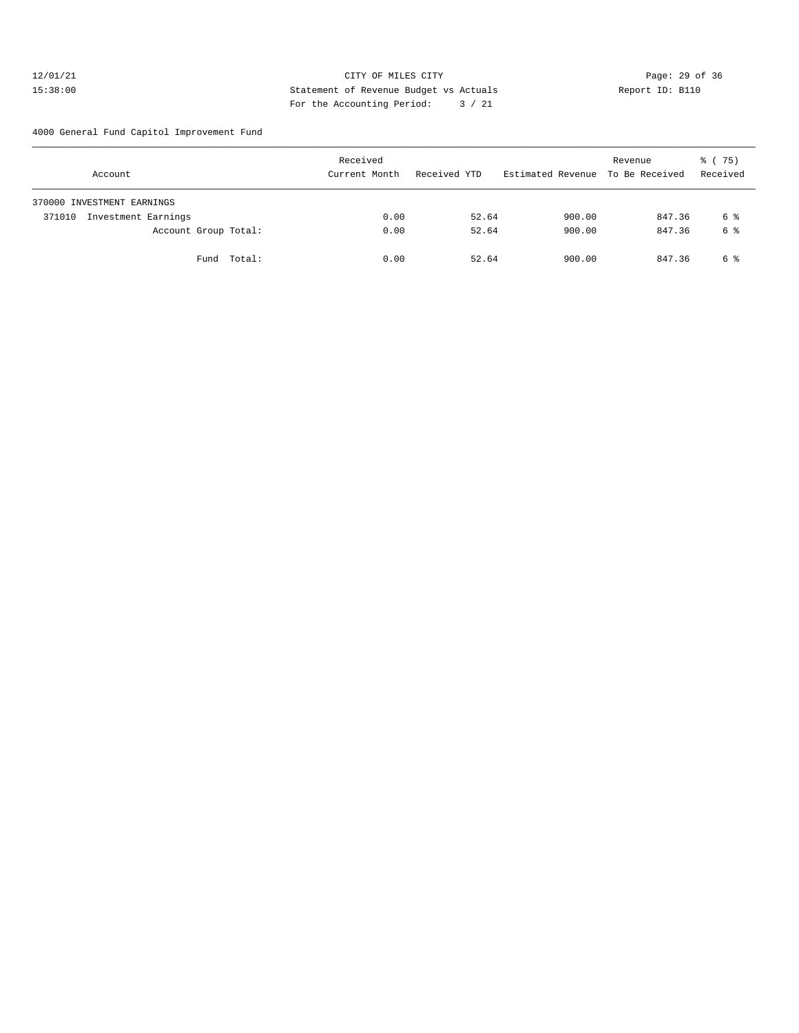CITY OF MILES CITY
Statement of Revenue Budget vs Actuals
For the Accounting Period: 3 / 21

12/01/21
15:38:00

Report ID: B110

4000 General Fund Capitol Improvement Fund

| Account | Received Current Month | Received YTD | Estimated Revenue | Revenue To Be Received | % ( 75) Received |
|---|---|---|---|---|---|
| 370000 INVESTMENT EARNINGS | | | | | |
| 371010 Investment Earnings | 0.00 | 52.64 | 900.00 | 847.36 | 6 % |
| Account Group Total: | 0.00 | 52.64 | 900.00 | 847.36 | 6 % |
| Fund Total: | 0.00 | 52.64 | 900.00 | 847.36 | 6 % |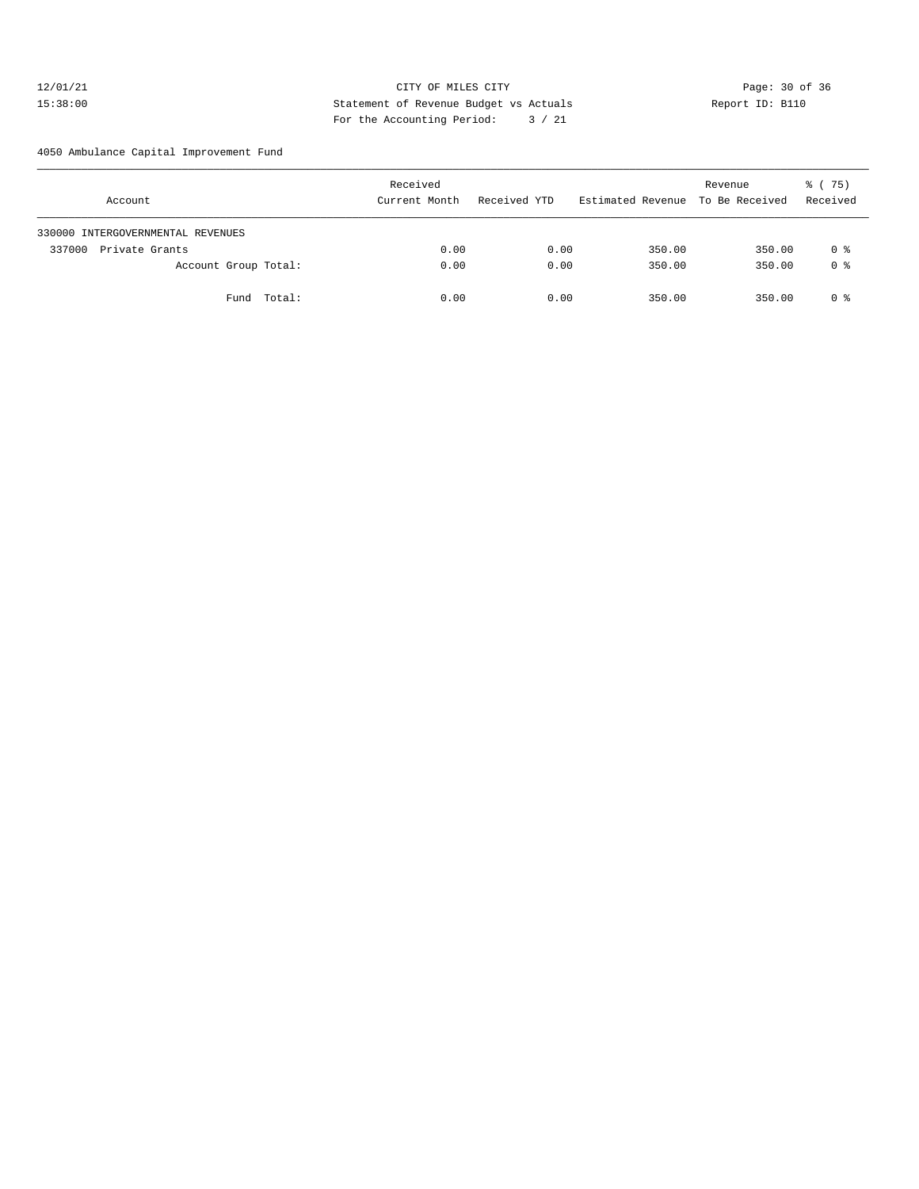CITY OF MILES CITY

Statement of Revenue Budget vs Actuals

For the Accounting Period: 3 / 21

12/01/21 15:38:00 Report ID: B110

4050 Ambulance Capital Improvement Fund

| Account | Received Current Month | Received YTD | Estimated Revenue | Revenue To Be Received | % ( 75) Received |
|---|---|---|---|---|---|
| 330000 INTERGOVERNMENTAL REVENUES | | | | | |
| 337000 Private Grants | 0.00 | 0.00 | 350.00 | 350.00 | 0 % |
| Account Group Total: | 0.00 | 0.00 | 350.00 | 350.00 | 0 % |
| Fund Total: | 0.00 | 0.00 | 350.00 | 350.00 | 0 % |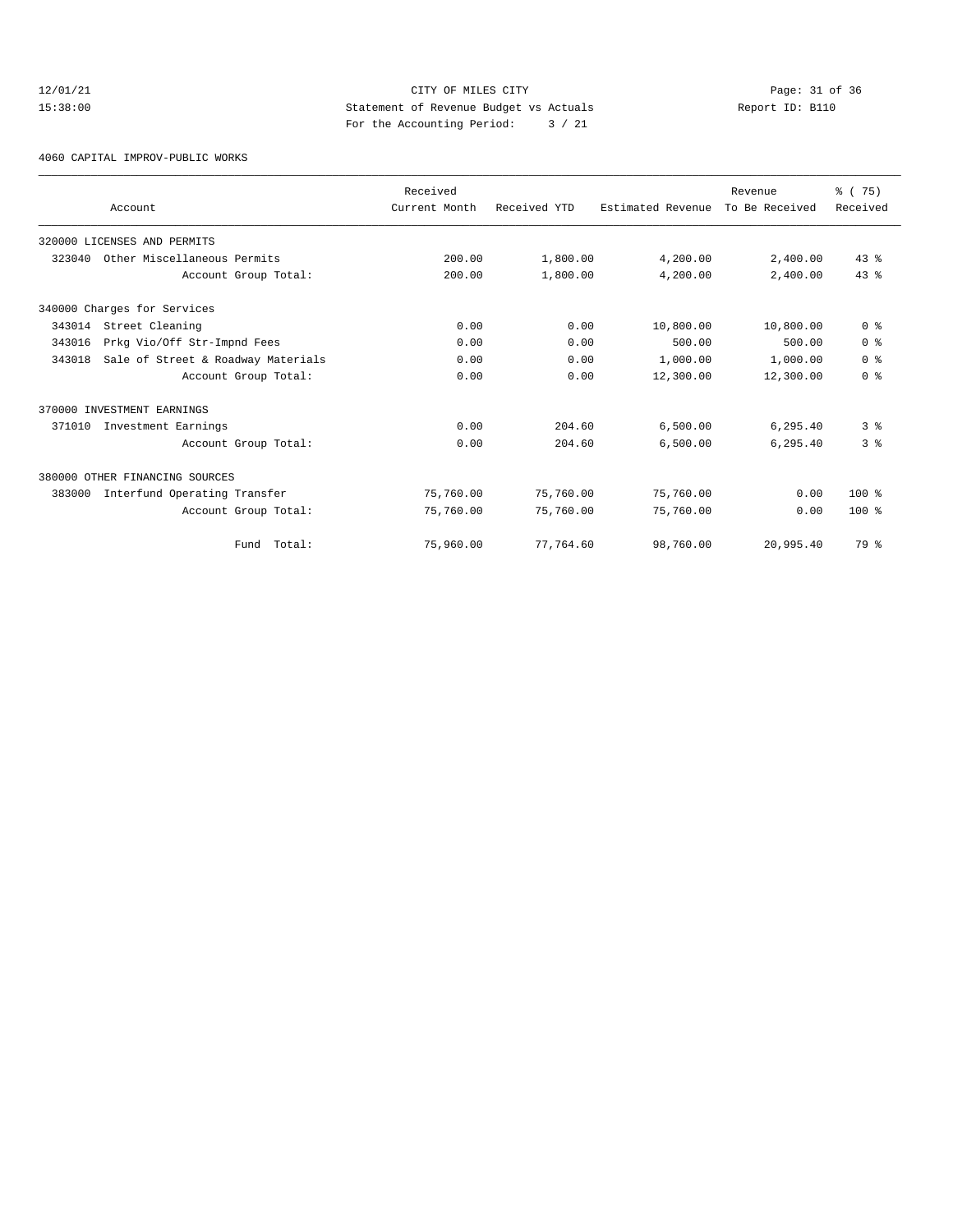12/01/21 CITY OF MILES CITY
15:38:00 Statement of Revenue Budget vs Actuals Report ID: B110
For the Accounting Period: 3 / 21

4060 CAPITAL IMPROV-PUBLIC WORKS

| Account | Received Current Month | Received YTD | Estimated Revenue | Revenue To Be Received | % ( 75) Received |
|---|---|---|---|---|---|
| 320000 LICENSES AND PERMITS | | | | | |
| 323040 Other Miscellaneous Permits | 200.00 | 1,800.00 | 4,200.00 | 2,400.00 | 43 % |
| Account Group Total: | 200.00 | 1,800.00 | 4,200.00 | 2,400.00 | 43 % |
| 340000 Charges for Services | | | | | |
| 343014 Street Cleaning | 0.00 | 0.00 | 10,800.00 | 10,800.00 | 0 % |
| 343016 Prkg Vio/Off Str-Impnd Fees | 0.00 | 0.00 | 500.00 | 500.00 | 0 % |
| 343018 Sale of Street & Roadway Materials | 0.00 | 0.00 | 1,000.00 | 1,000.00 | 0 % |
| Account Group Total: | 0.00 | 0.00 | 12,300.00 | 12,300.00 | 0 % |
| 370000 INVESTMENT EARNINGS | | | | | |
| 371010 Investment Earnings | 0.00 | 204.60 | 6,500.00 | 6,295.40 | 3 % |
| Account Group Total: | 0.00 | 204.60 | 6,500.00 | 6,295.40 | 3 % |
| 380000 OTHER FINANCING SOURCES | | | | | |
| 383000 Interfund Operating Transfer | 75,760.00 | 75,760.00 | 75,760.00 | 0.00 | 100 % |
| Account Group Total: | 75,760.00 | 75,760.00 | 75,760.00 | 0.00 | 100 % |
| Fund Total: | 75,960.00 | 77,764.60 | 98,760.00 | 20,995.40 | 79 % |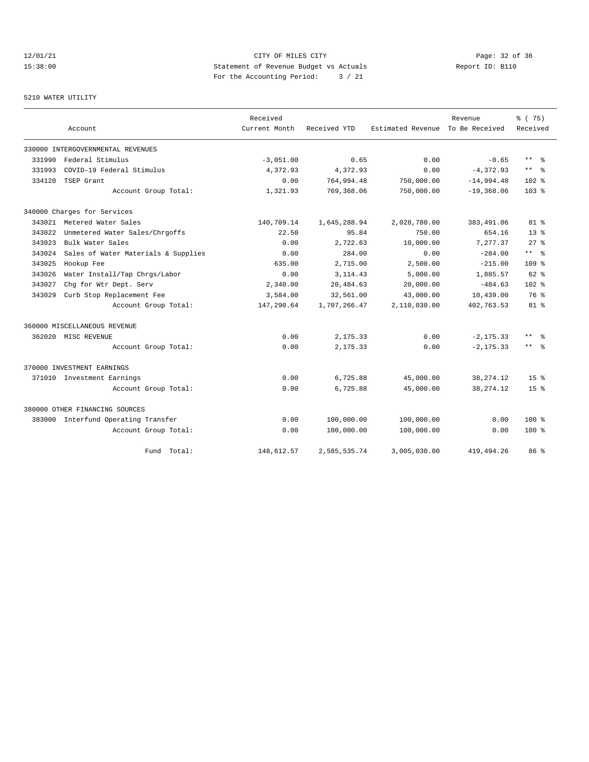CITY OF MILES CITY
Statement of Revenue Budget vs Actuals
For the Accounting Period: 3 / 21

Report ID: B110

5210 WATER UTILITY

| Account | | Received Current Month | Received YTD | Estimated Revenue | Revenue To Be Received | % ( 75) Received |
|---|---|---|---|---|---|---|
| **330000 INTERGOVERNMENTAL REVENUES** | | | | | | |
| 331990 | Federal Stimulus | -3,051.00 | 0.65 | 0.00 | -0.65 | ** % |
| 331993 | COVID-19 Federal Stimulus | 4,372.93 | 4,372.93 | 0.00 | -4,372.93 | ** % |
| 334120 | TSEP Grant | 0.00 | 764,994.48 | 750,000.00 | -14,994.48 | 102 % |
| | Account Group Total: | 1,321.93 | 769,368.06 | 750,000.00 | -19,368.06 | 103 % |
| **340000 Charges for Services** | | | | | | |
| 343021 | Metered Water Sales | 140,709.14 | 1,645,288.94 | 2,028,780.00 | 383,491.06 | 81 % |
| 343022 | Unmetered Water Sales/Chrgoffs | 22.50 | 95.84 | 750.00 | 654.16 | 13 % |
| 343023 | Bulk Water Sales | 0.00 | 2,722.63 | 10,000.00 | 7,277.37 | 27 % |
| 343024 | Sales of Water Materials & Supplies | 0.00 | 284.00 | 0.00 | -284.00 | ** % |
| 343025 | Hookup Fee | 635.00 | 2,715.00 | 2,500.00 | -215.00 | 109 % |
| 343026 | Water Install/Tap Chrgs/Labor | 0.00 | 3,114.43 | 5,000.00 | 1,885.57 | 62 % |
| 343027 | Chg for Wtr Dept. Serv | 2,340.00 | 20,484.63 | 20,000.00 | -484.63 | 102 % |
| 343029 | Curb Stop Replacement Fee | 3,584.00 | 32,561.00 | 43,000.00 | 10,439.00 | 76 % |
| | Account Group Total: | 147,290.64 | 1,707,266.47 | 2,110,030.00 | 402,763.53 | 81 % |
| **360000 MISCELLANEOUS REVENUE** | | | | | | |
| 362020 | MISC REVENUE | 0.00 | 2,175.33 | 0.00 | -2,175.33 | ** % |
| | Account Group Total: | 0.00 | 2,175.33 | 0.00 | -2,175.33 | ** % |
| **370000 INVESTMENT EARNINGS** | | | | | | |
| 371010 | Investment Earnings | 0.00 | 6,725.88 | 45,000.00 | 38,274.12 | 15 % |
| | Account Group Total: | 0.00 | 6,725.88 | 45,000.00 | 38,274.12 | 15 % |
| **380000 OTHER FINANCING SOURCES** | | | | | | |
| 383000 | Interfund Operating Transfer | 0.00 | 100,000.00 | 100,000.00 | 0.00 | 100 % |
| | Account Group Total: | 0.00 | 100,000.00 | 100,000.00 | 0.00 | 100 % |
| | Fund Total: | 148,612.57 | 2,585,535.74 | 3,005,030.00 | 419,494.26 | 86 % |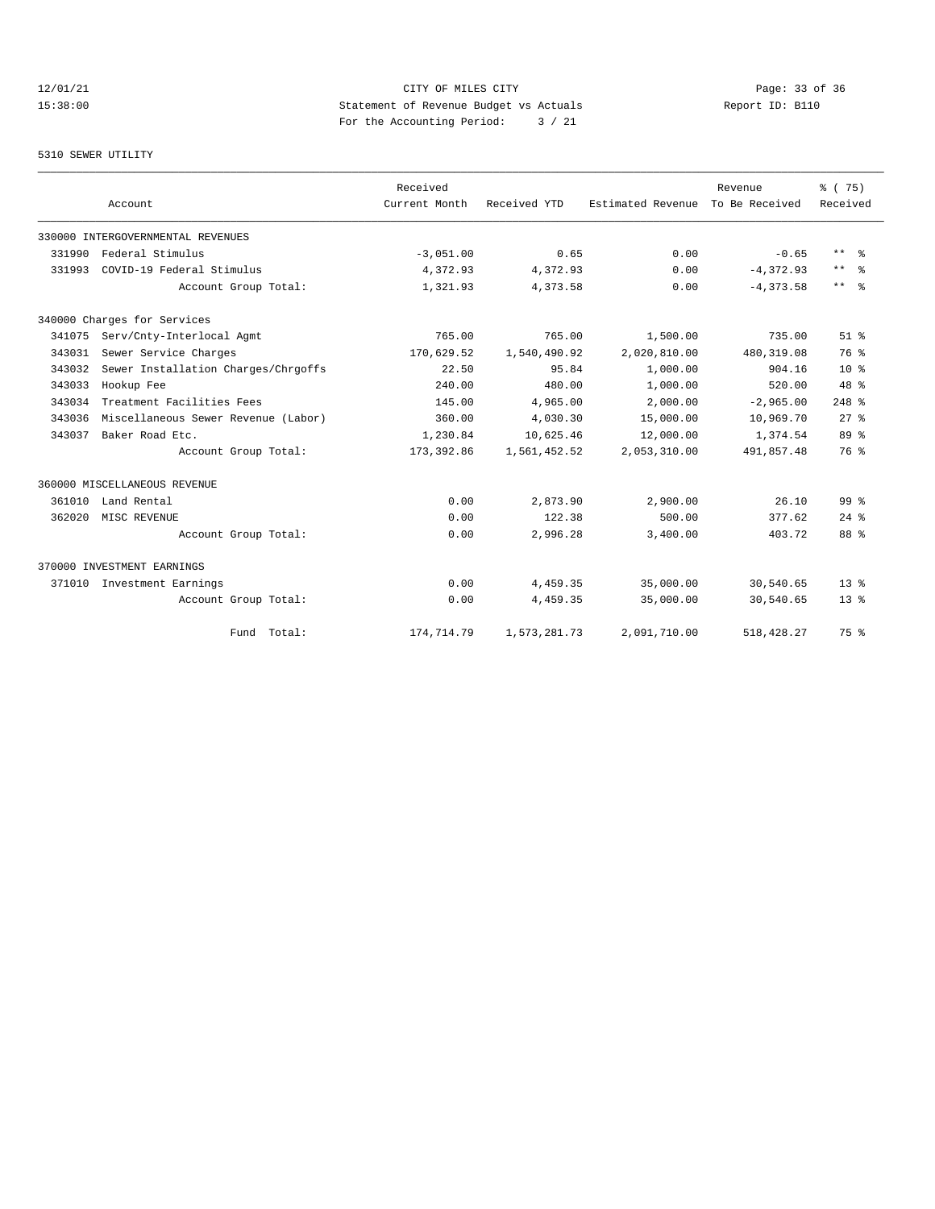12/01/21 CITY OF MILES CITY
15:38:00 Statement of Revenue Budget vs Actuals Report ID: B110
For the Accounting Period: 3 / 21

5310 SEWER UTILITY

| Account | Received Current Month | Received YTD | Estimated Revenue | Revenue To Be Received | % ( 75) Received |
|---|---|---|---|---|---|
| 330000 INTERGOVERNMENTAL REVENUES | | | | | |
| 331990 Federal Stimulus | -3,051.00 | 0.65 | 0.00 | -0.65 | ** % |
| 331993 COVID-19 Federal Stimulus | 4,372.93 | 4,372.93 | 0.00 | -4,372.93 | ** % |
| Account Group Total: | 1,321.93 | 4,373.58 | 0.00 | -4,373.58 | ** % |
| 340000 Charges for Services | | | | | |
| 341075 Serv/Cnty-Interlocal Agmt | 765.00 | 765.00 | 1,500.00 | 735.00 | 51 % |
| 343031 Sewer Service Charges | 170,629.52 | 1,540,490.92 | 2,020,810.00 | 480,319.08 | 76 % |
| 343032 Sewer Installation Charges/Chrgoffs | 22.50 | 95.84 | 1,000.00 | 904.16 | 10 % |
| 343033 Hookup Fee | 240.00 | 480.00 | 1,000.00 | 520.00 | 48 % |
| 343034 Treatment Facilities Fees | 145.00 | 4,965.00 | 2,000.00 | -2,965.00 | 248 % |
| 343036 Miscellaneous Sewer Revenue (Labor) | 360.00 | 4,030.30 | 15,000.00 | 10,969.70 | 27 % |
| 343037 Baker Road Etc. | 1,230.84 | 10,625.46 | 12,000.00 | 1,374.54 | 89 % |
| Account Group Total: | 173,392.86 | 1,561,452.52 | 2,053,310.00 | 491,857.48 | 76 % |
| 360000 MISCELLANEOUS REVENUE | | | | | |
| 361010 Land Rental | 0.00 | 2,873.90 | 2,900.00 | 26.10 | 99 % |
| 362020 MISC REVENUE | 0.00 | 122.38 | 500.00 | 377.62 | 24 % |
| Account Group Total: | 0.00 | 2,996.28 | 3,400.00 | 403.72 | 88 % |
| 370000 INVESTMENT EARNINGS | | | | | |
| 371010 Investment Earnings | 0.00 | 4,459.35 | 35,000.00 | 30,540.65 | 13 % |
| Account Group Total: | 0.00 | 4,459.35 | 35,000.00 | 30,540.65 | 13 % |
| Fund Total: | 174,714.79 | 1,573,281.73 | 2,091,710.00 | 518,428.27 | 75 % |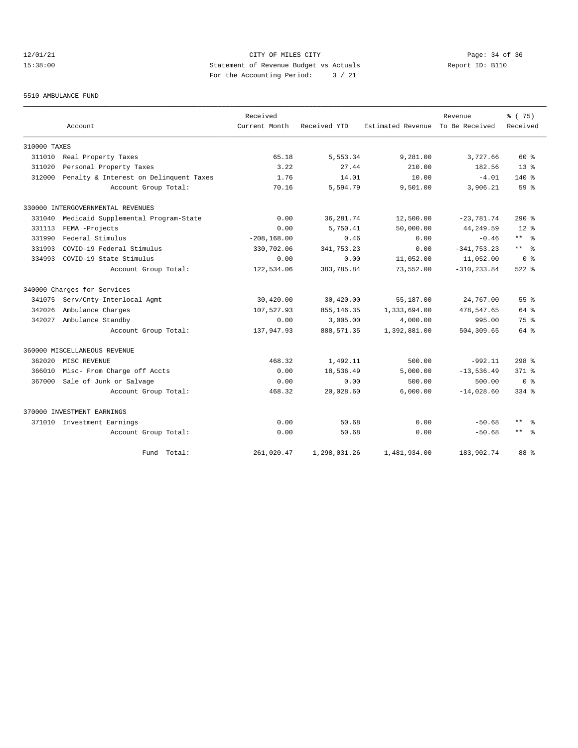CITY OF MILES CITY
Statement of Revenue Budget vs Actuals
For the Accounting Period: 3 / 21

12/01/21
15:38:00

Report ID: B110

5510 AMBULANCE FUND

| Account | | Received Current Month | Received YTD | Estimated Revenue | Revenue To Be Received | % ( 75) Received |
|---|---|---|---|---|---|---|
| 310000 TAXES | | | | | | |
| 311010 | Real Property Taxes | 65.18 | 5,553.34 | 9,281.00 | 3,727.66 | 60 % |
| 311020 | Personal Property Taxes | 3.22 | 27.44 | 210.00 | 182.56 | 13 % |
| 312000 | Penalty & Interest on Delinquent Taxes | 1.76 | 14.01 | 10.00 | -4.01 | 140 % |
| | Account Group Total: | 70.16 | 5,594.79 | 9,501.00 | 3,906.21 | 59 % |
| 330000 INTERGOVERNMENTAL REVENUES | | | | | | |
| 331040 | Medicaid Supplemental Program-State | 0.00 | 36,281.74 | 12,500.00 | -23,781.74 | 290 % |
| 331113 | FEMA -Projects | 0.00 | 5,750.41 | 50,000.00 | 44,249.59 | 12 % |
| 331990 | Federal Stimulus | -208,168.00 | 0.46 | 0.00 | -0.46 | ** % |
| 331993 | COVID-19 Federal Stimulus | 330,702.06 | 341,753.23 | 0.00 | -341,753.23 | ** % |
| 334993 | COVID-19 State Stimulus | 0.00 | 0.00 | 11,052.00 | 11,052.00 | 0 % |
| | Account Group Total: | 122,534.06 | 383,785.84 | 73,552.00 | -310,233.84 | 522 % |
| 340000 Charges for Services | | | | | | |
| 341075 | Serv/Cnty-Interlocal Agmt | 30,420.00 | 30,420.00 | 55,187.00 | 24,767.00 | 55 % |
| 342026 | Ambulance Charges | 107,527.93 | 855,146.35 | 1,333,694.00 | 478,547.65 | 64 % |
| 342027 | Ambulance Standby | 0.00 | 3,005.00 | 4,000.00 | 995.00 | 75 % |
| | Account Group Total: | 137,947.93 | 888,571.35 | 1,392,881.00 | 504,309.65 | 64 % |
| 360000 MISCELLANEOUS REVENUE | | | | | | |
| 362020 | MISC REVENUE | 468.32 | 1,492.11 | 500.00 | -992.11 | 298 % |
| 366010 | Misc- From Charge off Accts | 0.00 | 18,536.49 | 5,000.00 | -13,536.49 | 371 % |
| 367000 | Sale of Junk or Salvage | 0.00 | 0.00 | 500.00 | 500.00 | 0 % |
| | Account Group Total: | 468.32 | 20,028.60 | 6,000.00 | -14,028.60 | 334 % |
| 370000 INVESTMENT EARNINGS | | | | | | |
| 371010 | Investment Earnings | 0.00 | 50.68 | 0.00 | -50.68 | ** % |
| | Account Group Total: | 0.00 | 50.68 | 0.00 | -50.68 | ** % |
| | Fund Total: | 261,020.47 | 1,298,031.26 | 1,481,934.00 | 183,902.74 | 88 % |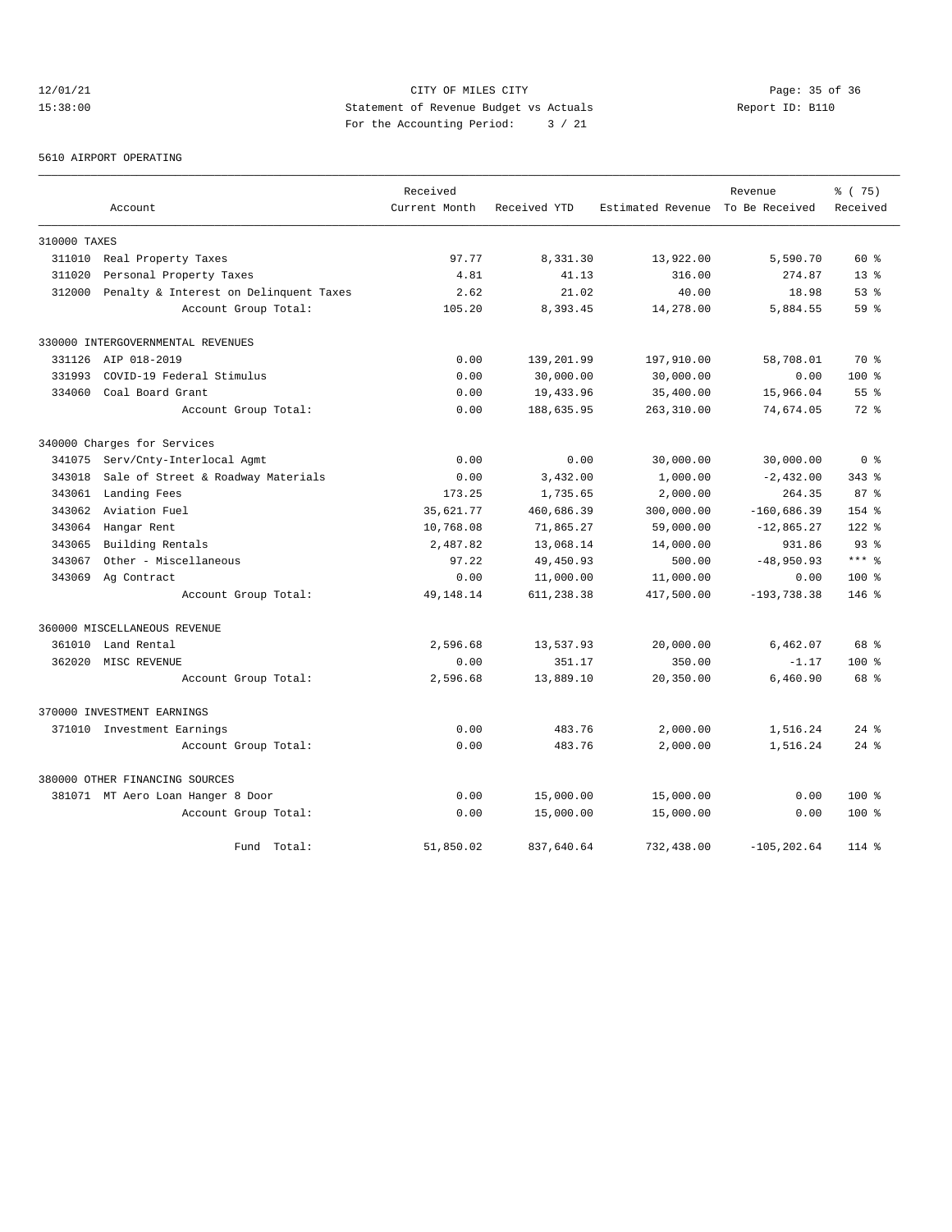CITY OF MILES CITY
Statement of Revenue Budget vs Actuals
For the Accounting Period: 3 / 21

12/01/21
15:38:00

Report ID: B110

5610 AIRPORT OPERATING

| Account | Received Current Month | Received YTD | Estimated Revenue | Revenue To Be Received | % ( 75) Received |
|---|---|---|---|---|---|
| 310000 TAXES | | | | | |
| 311010 Real Property Taxes | 97.77 | 8,331.30 | 13,922.00 | 5,590.70 | 60 % |
| 311020 Personal Property Taxes | 4.81 | 41.13 | 316.00 | 274.87 | 13 % |
| 312000 Penalty & Interest on Delinquent Taxes | 2.62 | 21.02 | 40.00 | 18.98 | 53 % |
| Account Group Total: | 105.20 | 8,393.45 | 14,278.00 | 5,884.55 | 59 % |
| 330000 INTERGOVERNMENTAL REVENUES | | | | | |
| 331126 AIP 018-2019 | 0.00 | 139,201.99 | 197,910.00 | 58,708.01 | 70 % |
| 331993 COVID-19 Federal Stimulus | 0.00 | 30,000.00 | 30,000.00 | 0.00 | 100 % |
| 334060 Coal Board Grant | 0.00 | 19,433.96 | 35,400.00 | 15,966.04 | 55 % |
| Account Group Total: | 0.00 | 188,635.95 | 263,310.00 | 74,674.05 | 72 % |
| 340000 Charges for Services | | | | | |
| 341075 Serv/Cnty-Interlocal Agmt | 0.00 | 0.00 | 30,000.00 | 30,000.00 | 0 % |
| 343018 Sale of Street & Roadway Materials | 0.00 | 3,432.00 | 1,000.00 | -2,432.00 | 343 % |
| 343061 Landing Fees | 173.25 | 1,735.65 | 2,000.00 | 264.35 | 87 % |
| 343062 Aviation Fuel | 35,621.77 | 460,686.39 | 300,000.00 | -160,686.39 | 154 % |
| 343064 Hangar Rent | 10,768.08 | 71,865.27 | 59,000.00 | -12,865.27 | 122 % |
| 343065 Building Rentals | 2,487.82 | 13,068.14 | 14,000.00 | 931.86 | 93 % |
| 343067 Other - Miscellaneous | 97.22 | 49,450.93 | 500.00 | -48,950.93 | *** % |
| 343069 Ag Contract | 0.00 | 11,000.00 | 11,000.00 | 0.00 | 100 % |
| Account Group Total: | 49,148.14 | 611,238.38 | 417,500.00 | -193,738.38 | 146 % |
| 360000 MISCELLANEOUS REVENUE | | | | | |
| 361010 Land Rental | 2,596.68 | 13,537.93 | 20,000.00 | 6,462.07 | 68 % |
| 362020 MISC REVENUE | 0.00 | 351.17 | 350.00 | -1.17 | 100 % |
| Account Group Total: | 2,596.68 | 13,889.10 | 20,350.00 | 6,460.90 | 68 % |
| 370000 INVESTMENT EARNINGS | | | | | |
| 371010 Investment Earnings | 0.00 | 483.76 | 2,000.00 | 1,516.24 | 24 % |
| Account Group Total: | 0.00 | 483.76 | 2,000.00 | 1,516.24 | 24 % |
| 380000 OTHER FINANCING SOURCES | | | | | |
| 381071 MT Aero Loan Hanger 8 Door | 0.00 | 15,000.00 | 15,000.00 | 0.00 | 100 % |
| Account Group Total: | 0.00 | 15,000.00 | 15,000.00 | 0.00 | 100 % |
| Fund Total: | 51,850.02 | 837,640.64 | 732,438.00 | -105,202.64 | 114 % |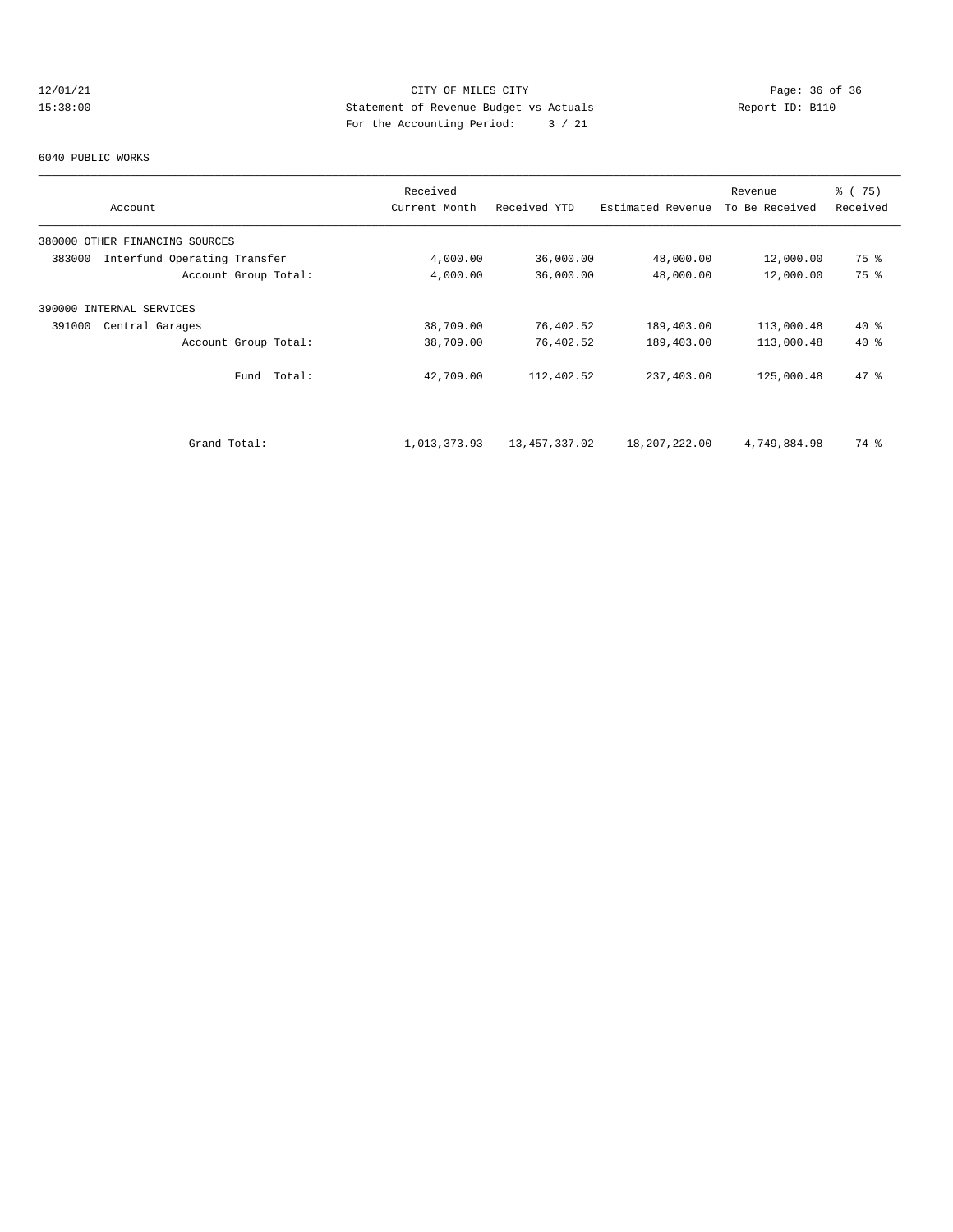CITY OF MILES CITY
Statement of Revenue Budget vs Actuals
For the Accounting Period: 3 / 21

12/01/21
15:38:00

Report ID: B110

6040 PUBLIC WORKS

| Account | Received Current Month | Received YTD | Estimated Revenue | Revenue To Be Received | % ( 75) Received |
|---|---|---|---|---|---|
| 380000 OTHER FINANCING SOURCES | | | | | |
| 383000 Interfund Operating Transfer | 4,000.00 | 36,000.00 | 48,000.00 | 12,000.00 | 75 % |
| Account Group Total: | 4,000.00 | 36,000.00 | 48,000.00 | 12,000.00 | 75 % |
| 390000 INTERNAL SERVICES | | | | | |
| 391000 Central Garages | 38,709.00 | 76,402.52 | 189,403.00 | 113,000.48 | 40 % |
| Account Group Total: | 38,709.00 | 76,402.52 | 189,403.00 | 113,000.48 | 40 % |
| Fund Total: | 42,709.00 | 112,402.52 | 237,403.00 | 125,000.48 | 47 % |
| Grand Total: | 1,013,373.93 | 13,457,337.02 | 18,207,222.00 | 4,749,884.98 | 74 % |